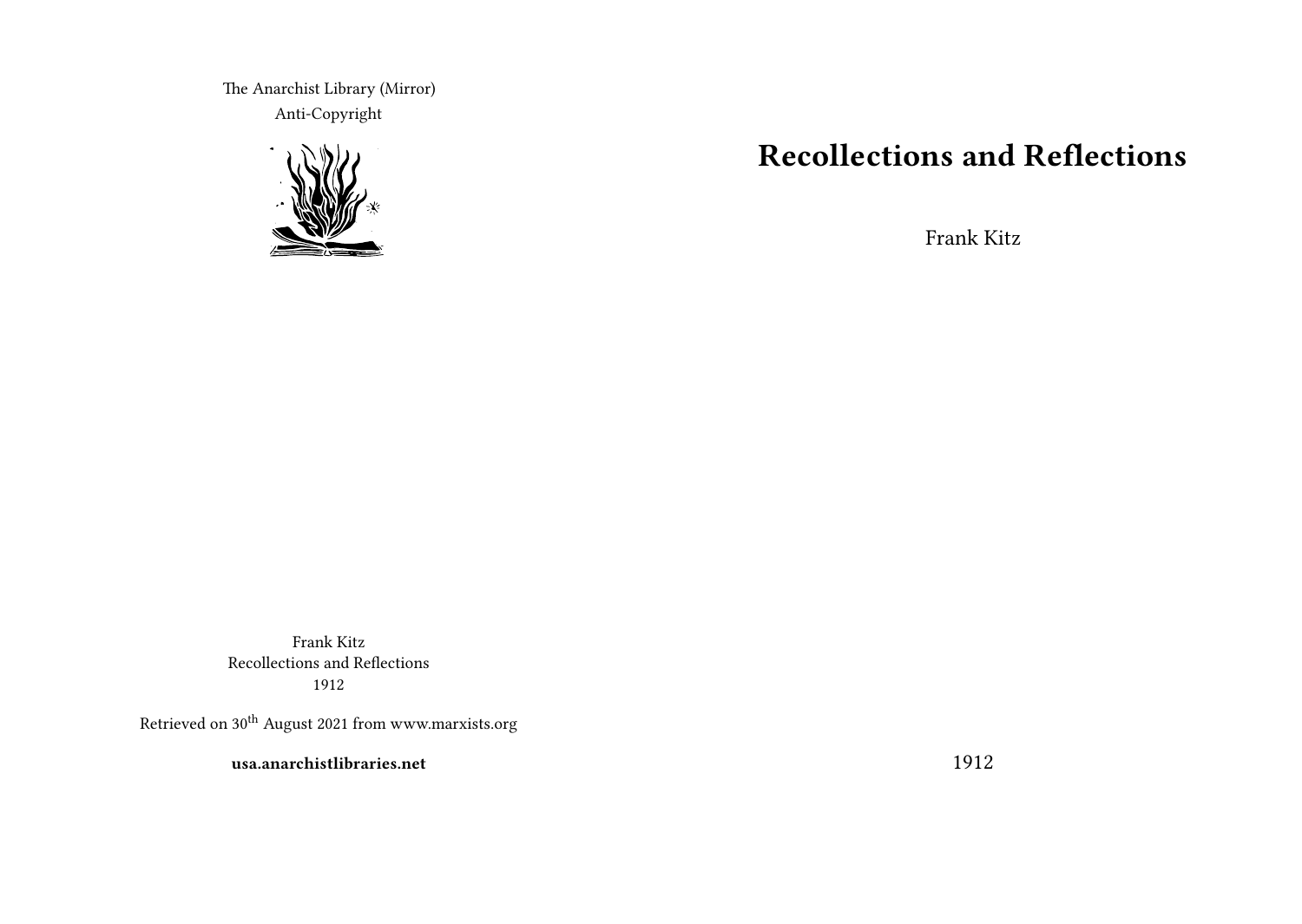# Recollections and Reflections

Frank Kitz

1912

The Anarchist Library (Mirror)
Anti-Copyright

Frank Kitz
Recollections and Reflections
1912

Retrieved on 30th August 2021 from www.marxists.org

**usa.anarchistlibraries.net**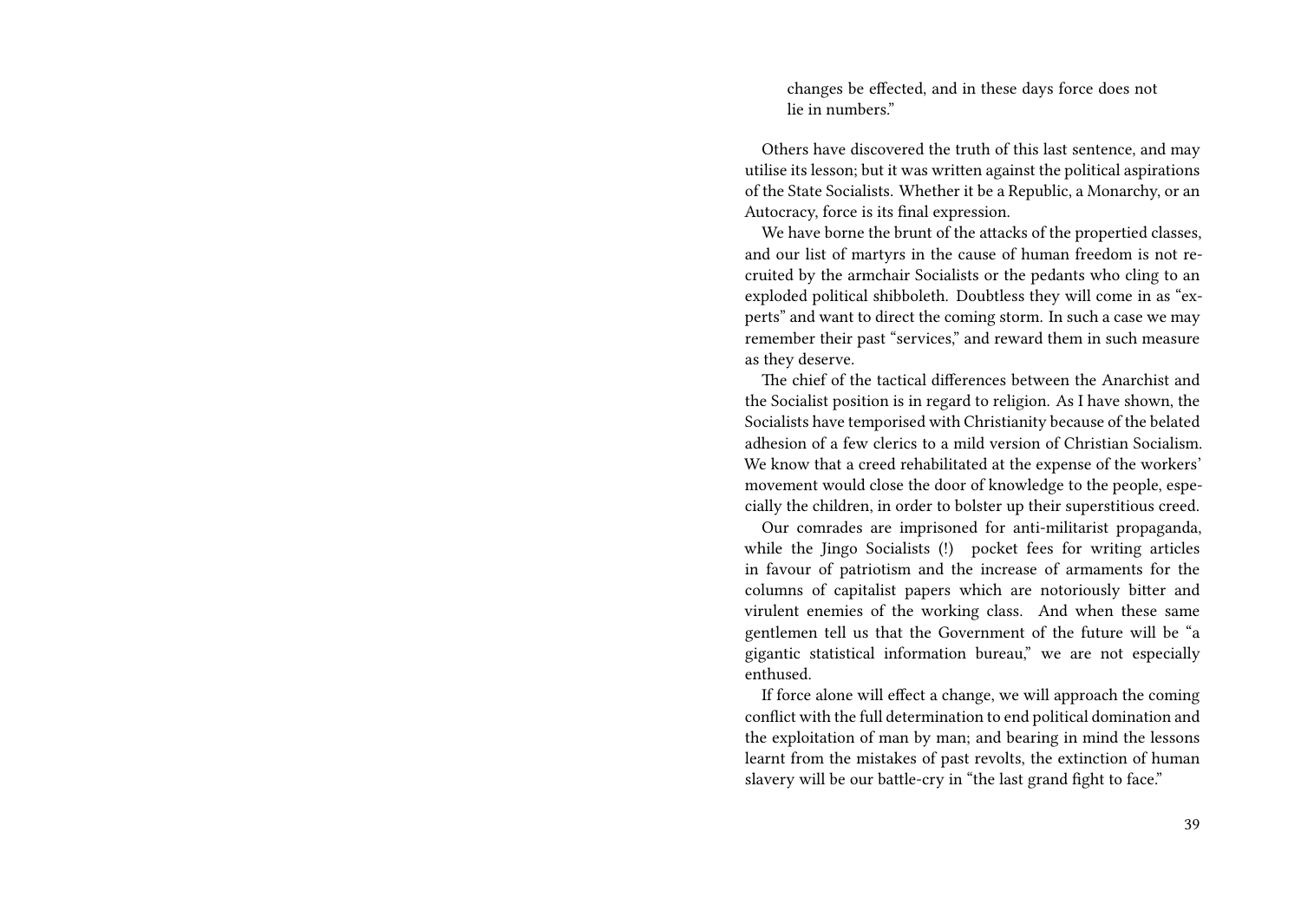> changes be effected, and in these days force does not lie in numbers."

Others have discovered the truth of this last sentence, and may utilise its lesson; but it was written against the political aspirations of the State Socialists. Whether it be a Republic, a Monarchy, or an Autocracy, force is its final expression.

We have borne the brunt of the attacks of the propertied classes, and our list of martyrs in the cause of human freedom is not recruited by the armchair Socialists or the pedants who cling to an exploded political shibboleth. Doubtless they will come in as "experts" and want to direct the coming storm. In such a case we may remember their past "services," and reward them in such measure as they deserve.

The chief of the tactical differences between the Anarchist and the Socialist position is in regard to religion. As I have shown, the Socialists have temporised with Christianity because of the belated adhesion of a few clerics to a mild version of Christian Socialism. We know that a creed rehabilitated at the expense of the workers' movement would close the door of knowledge to the people, especially the children, in order to bolster up their superstitious creed.

Our comrades are imprisoned for anti-militarist propaganda, while the Jingo Socialists (!) pocket fees for writing articles in favour of patriotism and the increase of armaments for the columns of capitalist papers which are notoriously bitter and virulent enemies of the working class. And when these same gentlemen tell us that the Government of the future will be "a gigantic statistical information bureau," we are not especially enthused.

If force alone will effect a change, we will approach the coming conflict with the full determination to end political domination and the exploitation of man by man; and bearing in mind the lessons learnt from the mistakes of past revolts, the extinction of human slavery will be our battle-cry in "the last grand fight to face."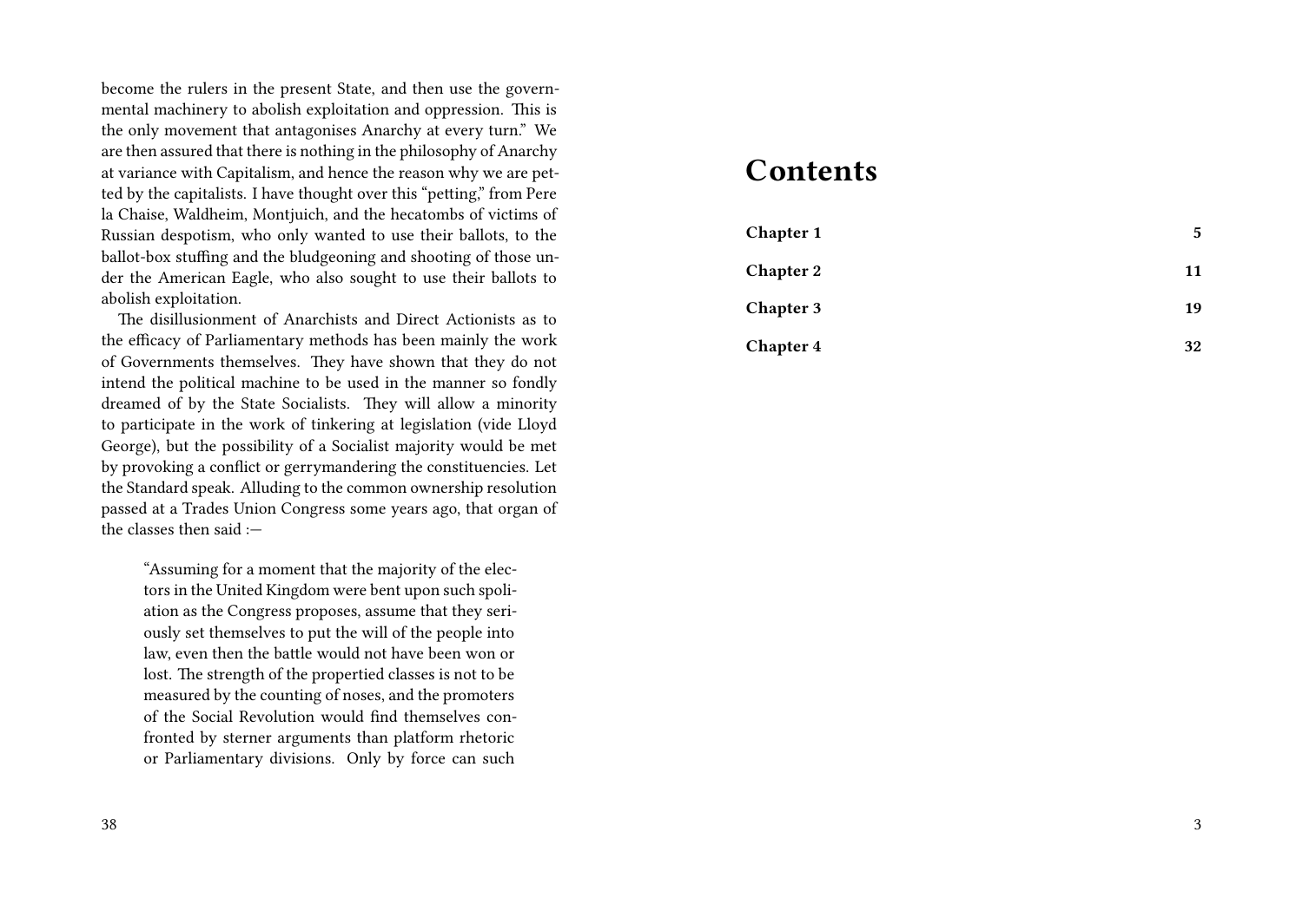become the rulers in the present State, and then use the governmental machinery to abolish exploitation and oppression. This is the only movement that antagonises Anarchy at every turn." We are then assured that there is nothing in the philosophy of Anarchy at variance with Capitalism, and hence the reason why we are petted by the capitalists. I have thought over this "petting," from Pere la Chaise, Waldheim, Montjuich, and the hecatombs of victims of Russian despotism, who only wanted to use their ballots, to the ballot-box stuffing and the bludgeoning and shooting of those under the American Eagle, who also sought to use their ballots to abolish exploitation.

The disillusionment of Anarchists and Direct Actionists as to the efficacy of Parliamentary methods has been mainly the work of Governments themselves. They have shown that they do not intend the political machine to be used in the manner so fondly dreamed of by the State Socialists. They will allow a minority to participate in the work of tinkering at legislation (vide Lloyd George), but the possibility of a Socialist majority would be met by provoking a conflict or gerrymandering the constituencies. Let the Standard speak. Alluding to the common ownership resolution passed at a Trades Union Congress some years ago, that organ of the classes then said :—

> "Assuming for a moment that the majority of the electors in the United Kingdom were bent upon such spoliation as the Congress proposes, assume that they seriously set themselves to put the will of the people into law, even then the battle would not have been won or lost. The strength of the propertied classes is not to be measured by the counting of noses, and the promoters of the Social Revolution would find themselves confronted by sterner arguments than platform rhetoric or Parliamentary divisions. Only by force can such

# Contents

| | |
|---|---|
| **Chapter 1** | **5** |
| **Chapter 2** | **11** |
| **Chapter 3** | **19** |
| **Chapter 4** | **32** |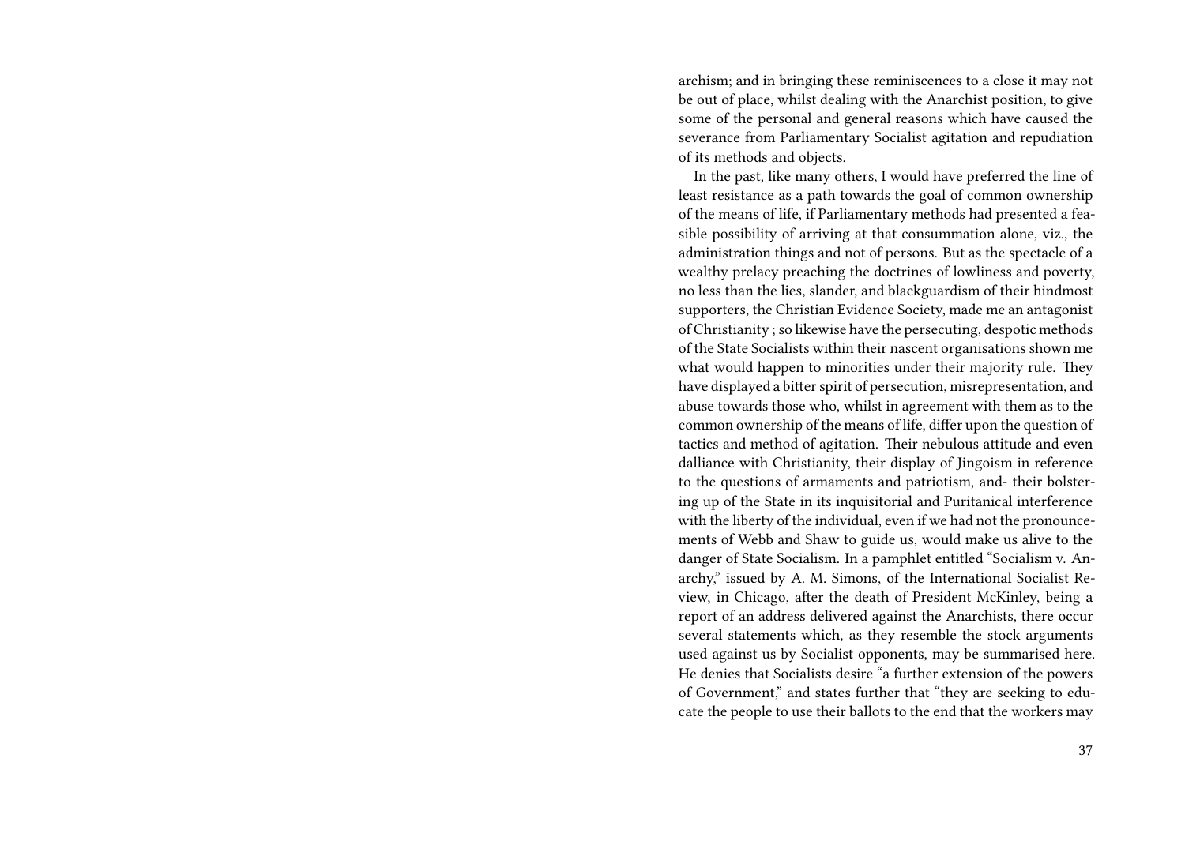archism; and in bringing these reminiscences to a close it may not be out of place, whilst dealing with the Anarchist position, to give some of the personal and general reasons which have caused the severance from Parliamentary Socialist agitation and repudiation of its methods and objects.

In the past, like many others, I would have preferred the line of least resistance as a path towards the goal of common ownership of the means of life, if Parliamentary methods had presented a feasible possibility of arriving at that consummation alone, viz., the administration things and not of persons. But as the spectacle of a wealthy prelacy preaching the doctrines of lowliness and poverty, no less than the lies, slander, and blackguardism of their hindmost supporters, the Christian Evidence Society, made me an antagonist of Christianity ; so likewise have the persecuting, despotic methods of the State Socialists within their nascent organisations shown me what would happen to minorities under their majority rule. They have displayed a bitter spirit of persecution, misrepresentation, and abuse towards those who, whilst in agreement with them as to the common ownership of the means of life, differ upon the question of tactics and method of agitation. Their nebulous attitude and even dalliance with Christianity, their display of Jingoism in reference to the questions of armaments and patriotism, and- their bolstering up of the State in its inquisitorial and Puritanical interference with the liberty of the individual, even if we had not the pronouncements of Webb and Shaw to guide us, would make us alive to the danger of State Socialism. In a pamphlet entitled "Socialism v. Anarchy," issued by A. M. Simons, of the International Socialist Review, in Chicago, after the death of President McKinley, being a report of an address delivered against the Anarchists, there occur several statements which, as they resemble the stock arguments used against us by Socialist opponents, may be summarised here. He denies that Socialists desire "a further extension of the powers of Government," and states further that "they are seeking to educate the people to use their ballots to the end that the workers may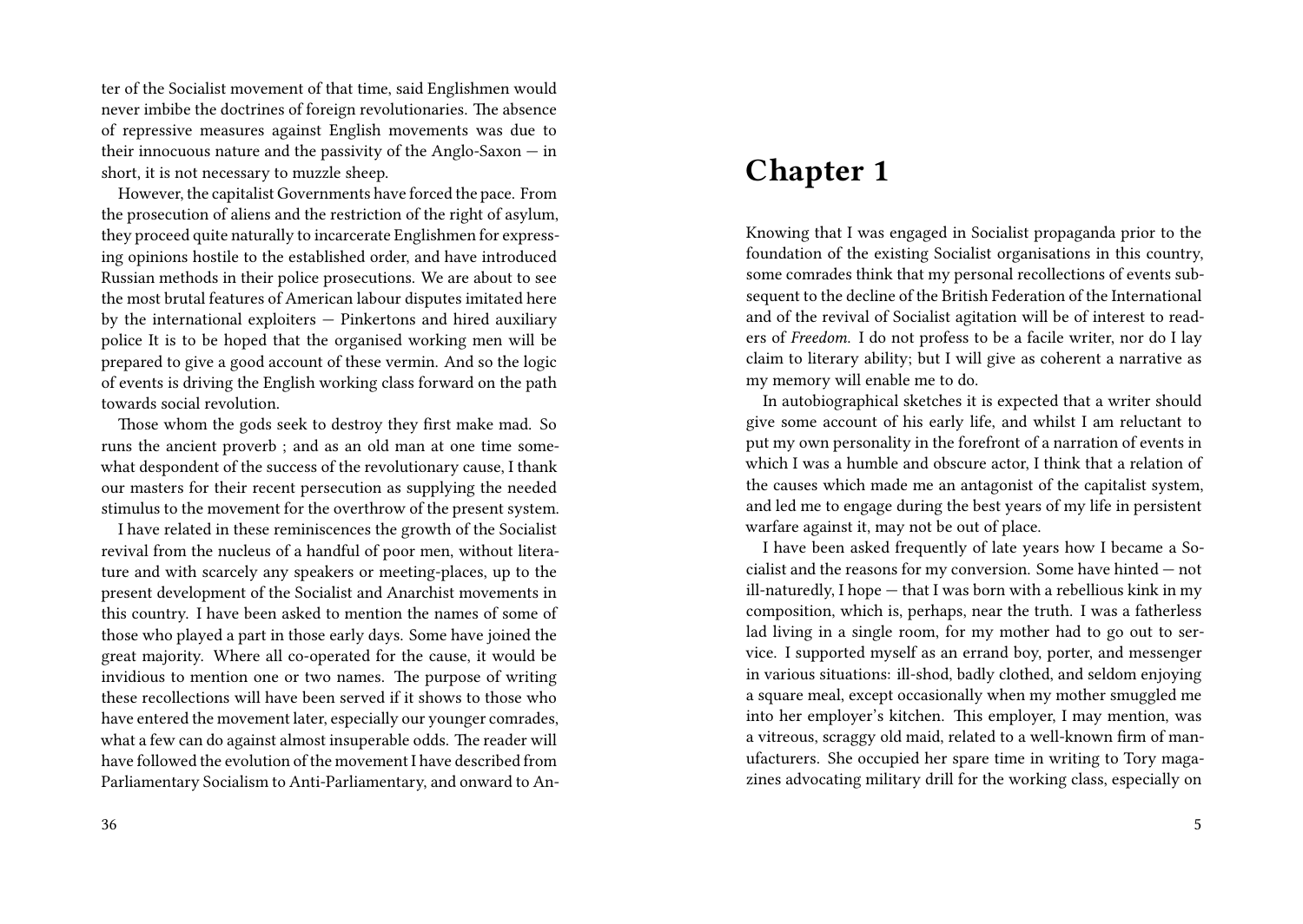ter of the Socialist movement of that time, said Englishmen would never imbibe the doctrines of foreign revolutionaries. The absence of repressive measures against English movements was due to their innocuous nature and the passivity of the Anglo-Saxon — in short, it is not necessary to muzzle sheep.

However, the capitalist Governments have forced the pace. From the prosecution of aliens and the restriction of the right of asylum, they proceed quite naturally to incarcerate Englishmen for expressing opinions hostile to the established order, and have introduced Russian methods in their police prosecutions. We are about to see the most brutal features of American labour disputes imitated here by the international exploiters — Pinkertons and hired auxiliary police It is to be hoped that the organised working men will be prepared to give a good account of these vermin. And so the logic of events is driving the English working class forward on the path towards social revolution.

Those whom the gods seek to destroy they first make mad. So runs the ancient proverb ; and as an old man at one time somewhat despondent of the success of the revolutionary cause, I thank our masters for their recent persecution as supplying the needed stimulus to the movement for the overthrow of the present system.

I have related in these reminiscences the growth of the Socialist revival from the nucleus of a handful of poor men, without literature and with scarcely any speakers or meeting-places, up to the present development of the Socialist and Anarchist movements in this country. I have been asked to mention the names of some of those who played a part in those early days. Some have joined the great majority. Where all co-operated for the cause, it would be invidious to mention one or two names. The purpose of writing these recollections will have been served if it shows to those who have entered the movement later, especially our younger comrades, what a few can do against almost insuperable odds. The reader will have followed the evolution of the movement I have described from Parliamentary Socialism to Anti-Parliamentary, and onward to An-

# Chapter 1

Knowing that I was engaged in Socialist propaganda prior to the foundation of the existing Socialist organisations in this country, some comrades think that my personal recollections of events subsequent to the decline of the British Federation of the International and of the revival of Socialist agitation will be of interest to readers of *Freedom*. I do not profess to be a facile writer, nor do I lay claim to literary ability; but I will give as coherent a narrative as my memory will enable me to do.

In autobiographical sketches it is expected that a writer should give some account of his early life, and whilst I am reluctant to put my own personality in the forefront of a narration of events in which I was a humble and obscure actor, I think that a relation of the causes which made me an antagonist of the capitalist system, and led me to engage during the best years of my life in persistent warfare against it, may not be out of place.

I have been asked frequently of late years how I became a Socialist and the reasons for my conversion. Some have hinted — not ill-naturedly, I hope — that I was born with a rebellious kink in my composition, which is, perhaps, near the truth. I was a fatherless lad living in a single room, for my mother had to go out to service. I supported myself as an errand boy, porter, and messenger in various situations: ill-shod, badly clothed, and seldom enjoying a square meal, except occasionally when my mother smuggled me into her employer's kitchen. This employer, I may mention, was a vitreous, scraggy old maid, related to a well-known firm of manufacturers. She occupied her spare time in writing to Tory magazines advocating military drill for the working class, especially on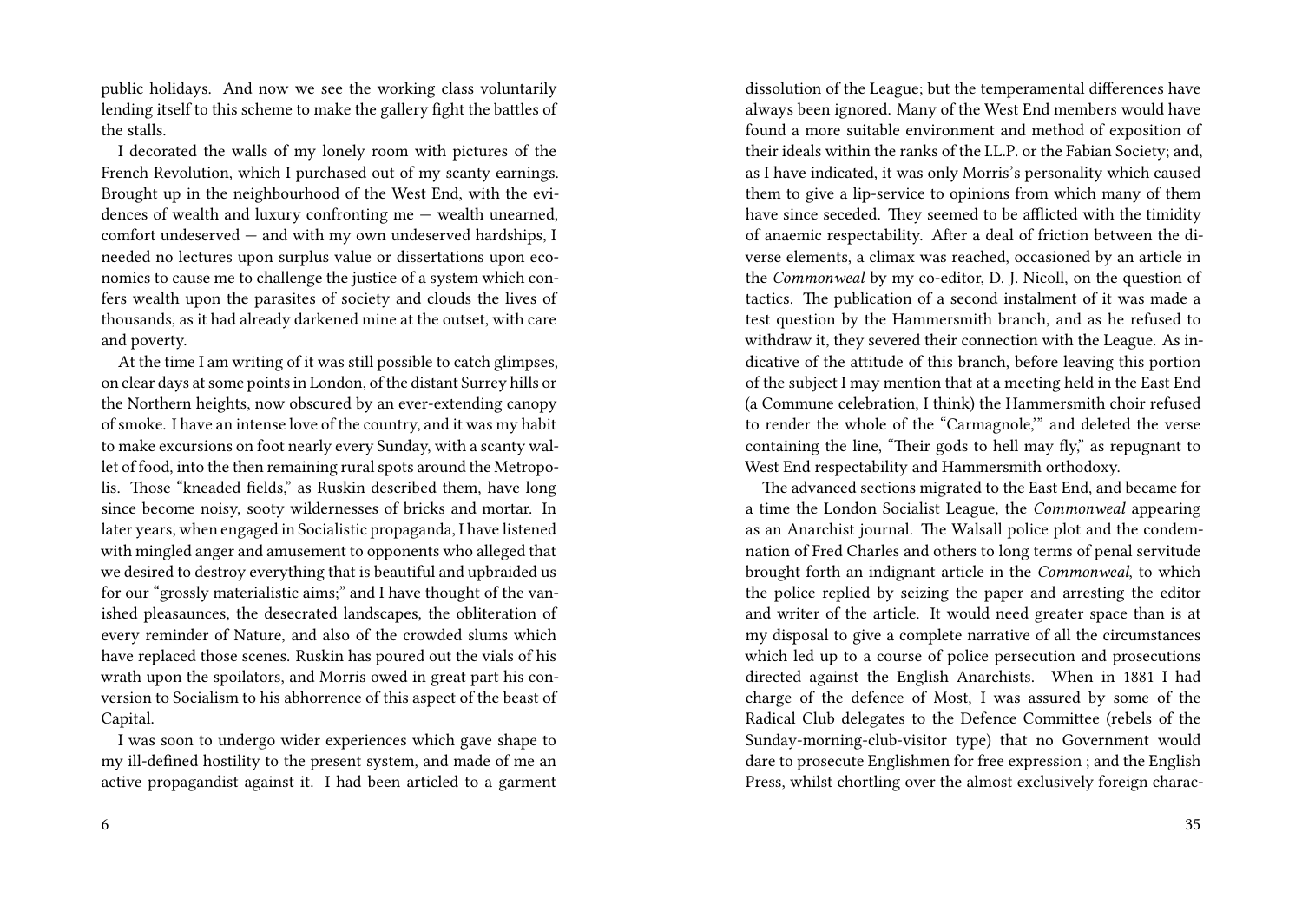public holidays. And now we see the working class voluntarily lending itself to this scheme to make the gallery fight the battles of the stalls.

I decorated the walls of my lonely room with pictures of the French Revolution, which I purchased out of my scanty earnings. Brought up in the neighbourhood of the West End, with the evidences of wealth and luxury confronting me — wealth unearned, comfort undeserved — and with my own undeserved hardships, I needed no lectures upon surplus value or dissertations upon economics to cause me to challenge the justice of a system which confers wealth upon the parasites of society and clouds the lives of thousands, as it had already darkened mine at the outset, with care and poverty.

At the time I am writing of it was still possible to catch glimpses, on clear days at some points in London, of the distant Surrey hills or the Northern heights, now obscured by an ever-extending canopy of smoke. I have an intense love of the country, and it was my habit to make excursions on foot nearly every Sunday, with a scanty wallet of food, into the then remaining rural spots around the Metropolis. Those "kneaded fields," as Ruskin described them, have long since become noisy, sooty wildernesses of bricks and mortar. In later years, when engaged in Socialistic propaganda, I have listened with mingled anger and amusement to opponents who alleged that we desired to destroy everything that is beautiful and upbraided us for our "grossly materialistic aims;" and I have thought of the vanished pleasaunces, the desecrated landscapes, the obliteration of every reminder of Nature, and also of the crowded slums which have replaced those scenes. Ruskin has poured out the vials of his wrath upon the spoilators, and Morris owed in great part his conversion to Socialism to his abhorrence of this aspect of the beast of Capital.

I was soon to undergo wider experiences which gave shape to my ill-defined hostility to the present system, and made of me an active propagandist against it. I had been articled to a garment

dissolution of the League; but the temperamental differences have always been ignored. Many of the West End members would have found a more suitable environment and method of exposition of their ideals within the ranks of the I.L.P. or the Fabian Society; and, as I have indicated, it was only Morris's personality which caused them to give a lip-service to opinions from which many of them have since seceded. They seemed to be afflicted with the timidity of anaemic respectability. After a deal of friction between the diverse elements, a climax was reached, occasioned by an article in the *Commonweal* by my co-editor, D. J. Nicoll, on the question of tactics. The publication of a second instalment of it was made a test question by the Hammersmith branch, and as he refused to withdraw it, they severed their connection with the League. As indicative of the attitude of this branch, before leaving this portion of the subject I may mention that at a meeting held in the East End (a Commune celebration, I think) the Hammersmith choir refused to render the whole of the "Carmagnole,'" and deleted the verse containing the line, "Their gods to hell may fly," as repugnant to West End respectability and Hammersmith orthodoxy.

The advanced sections migrated to the East End, and became for a time the London Socialist League, the *Commonweal* appearing as an Anarchist journal. The Walsall police plot and the condemnation of Fred Charles and others to long terms of penal servitude brought forth an indignant article in the *Commonweal*, to which the police replied by seizing the paper and arresting the editor and writer of the article. It would need greater space than is at my disposal to give a complete narrative of all the circumstances which led up to a course of police persecution and prosecutions directed against the English Anarchists. When in 1881 I had charge of the defence of Most, I was assured by some of the Radical Club delegates to the Defence Committee (rebels of the Sunday-morning-club-visitor type) that no Government would dare to prosecute Englishmen for free expression ; and the English Press, whilst chortling over the almost exclusively foreign charac-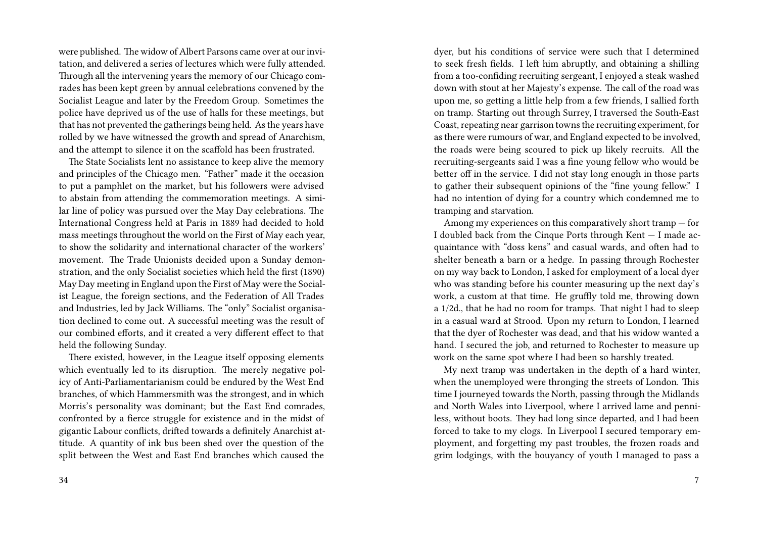were published. The widow of Albert Parsons came over at our invitation, and delivered a series of lectures which were fully attended. Through all the intervening years the memory of our Chicago comrades has been kept green by annual celebrations convened by the Socialist League and later by the Freedom Group. Sometimes the police have deprived us of the use of halls for these meetings, but that has not prevented the gatherings being held. As the years have rolled by we have witnessed the growth and spread of Anarchism, and the attempt to silence it on the scaffold has been frustrated.

The State Socialists lent no assistance to keep alive the memory and principles of the Chicago men. "Father" made it the occasion to put a pamphlet on the market, but his followers were advised to abstain from attending the commemoration meetings. A similar line of policy was pursued over the May Day celebrations. The International Congress held at Paris in 1889 had decided to hold mass meetings throughout the world on the First of May each year, to show the solidarity and international character of the workers' movement. The Trade Unionists decided upon a Sunday demonstration, and the only Socialist societies which held the first (1890) May Day meeting in England upon the First of May were the Socialist League, the foreign sections, and the Federation of All Trades and Industries, led by Jack Williams. The "only" Socialist organisation declined to come out. A successful meeting was the result of our combined efforts, and it created a very different effect to that held the following Sunday.

There existed, however, in the League itself opposing elements which eventually led to its disruption. The merely negative policy of Anti-Parliamentarianism could be endured by the West End branches, of which Hammersmith was the strongest, and in which Morris's personality was dominant; but the East End comrades, confronted by a fierce struggle for existence and in the midst of gigantic Labour conflicts, drifted towards a definitely Anarchist attitude. A quantity of ink bus been shed over the question of the split between the West and East End branches which caused the

dyer, but his conditions of service were such that I determined to seek fresh fields. I left him abruptly, and obtaining a shilling from a too-confiding recruiting sergeant, I enjoyed a steak washed down with stout at her Majesty's expense. The call of the road was upon me, so getting a little help from a few friends, I sallied forth on tramp. Starting out through Surrey, I traversed the South-East Coast, repeating near garrison towns the recruiting experiment, for as there were rumours of war, and England expected to be involved, the roads were being scoured to pick up likely recruits. All the recruiting-sergeants said I was a fine young fellow who would be better off in the service. I did not stay long enough in those parts to gather their subsequent opinions of the "fine young fellow." I had no intention of dying for a country which condemned me to tramping and starvation.

Among my experiences on this comparatively short tramp — for I doubled back from the Cinque Ports through Kent — I made acquaintance with "doss kens" and casual wards, and often had to shelter beneath a barn or a hedge. In passing through Rochester on my way back to London, I asked for employment of a local dyer who was standing before his counter measuring up the next day's work, a custom at that time. He gruffly told me, throwing down a 1/2d., that he had no room for tramps. That night I had to sleep in a casual ward at Strood. Upon my return to London, I learned that the dyer of Rochester was dead, and that his widow wanted a hand. I secured the job, and returned to Rochester to measure up work on the same spot where I had been so harshly treated.

My next tramp was undertaken in the depth of a hard winter, when the unemployed were thronging the streets of London. This time I journeyed towards the North, passing through the Midlands and North Wales into Liverpool, where I arrived lame and penniless, without boots. They had long since departed, and I had been forced to take to my clogs. In Liverpool I secured temporary employment, and forgetting my past troubles, the frozen roads and grim lodgings, with the bouyancy of youth I managed to pass a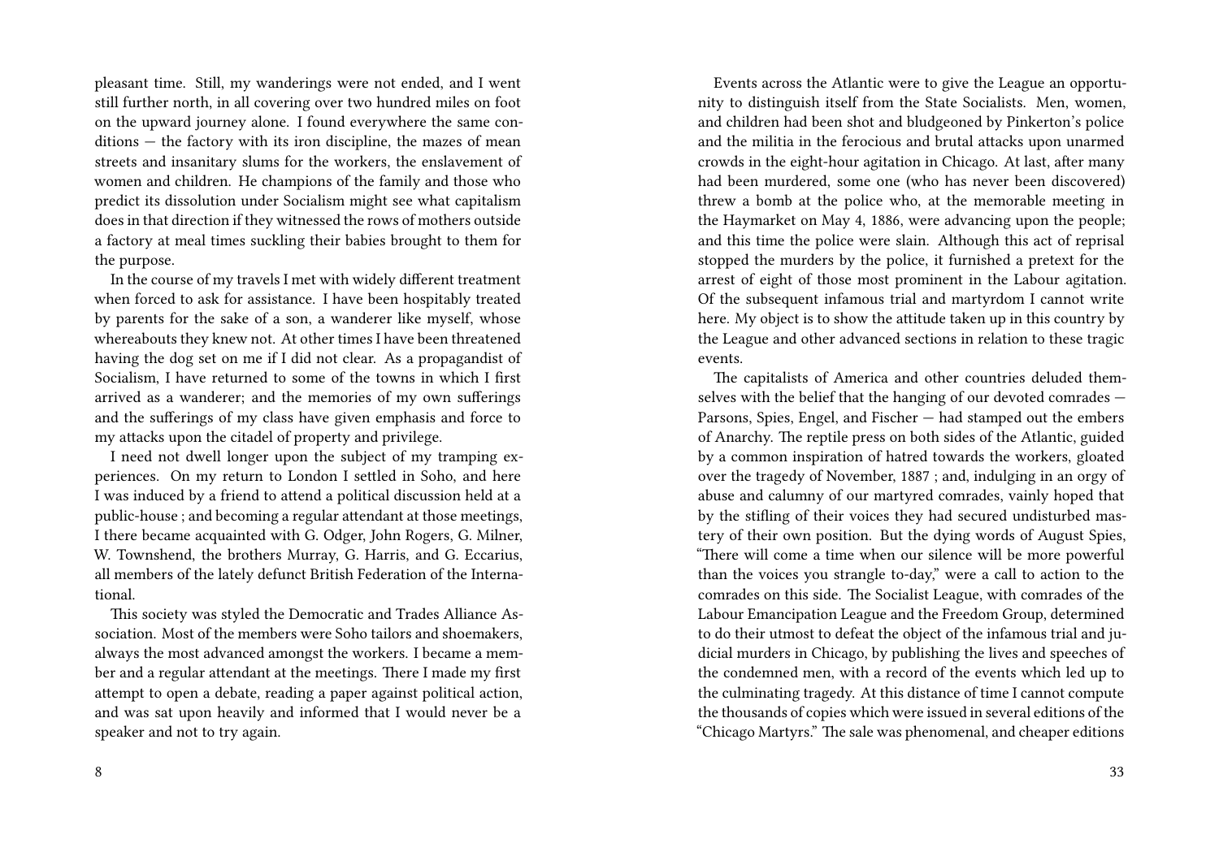pleasant time. Still, my wanderings were not ended, and I went still further north, in all covering over two hundred miles on foot on the upward journey alone. I found everywhere the same conditions — the factory with its iron discipline, the mazes of mean streets and insanitary slums for the workers, the enslavement of women and children. He champions of the family and those who predict its dissolution under Socialism might see what capitalism does in that direction if they witnessed the rows of mothers outside a factory at meal times suckling their babies brought to them for the purpose.

In the course of my travels I met with widely different treatment when forced to ask for assistance. I have been hospitably treated by parents for the sake of a son, a wanderer like myself, whose whereabouts they knew not. At other times I have been threatened having the dog set on me if I did not clear. As a propagandist of Socialism, I have returned to some of the towns in which I first arrived as a wanderer; and the memories of my own sufferings and the sufferings of my class have given emphasis and force to my attacks upon the citadel of property and privilege.

I need not dwell longer upon the subject of my tramping experiences. On my return to London I settled in Soho, and here I was induced by a friend to attend a political discussion held at a public-house ; and becoming a regular attendant at those meetings, I there became acquainted with G. Odger, John Rogers, G. Milner, W. Townshend, the brothers Murray, G. Harris, and G. Eccarius, all members of the lately defunct British Federation of the International.

This society was styled the Democratic and Trades Alliance Association. Most of the members were Soho tailors and shoemakers, always the most advanced amongst the workers. I became a member and a regular attendant at the meetings. There I made my first attempt to open a debate, reading a paper against political action, and was sat upon heavily and informed that I would never be a speaker and not to try again.

Events across the Atlantic were to give the League an opportunity to distinguish itself from the State Socialists. Men, women, and children had been shot and bludgeoned by Pinkerton's police and the militia in the ferocious and brutal attacks upon unarmed crowds in the eight-hour agitation in Chicago. At last, after many had been murdered, some one (who has never been discovered) threw a bomb at the police who, at the memorable meeting in the Haymarket on May 4, 1886, were advancing upon the people; and this time the police were slain. Although this act of reprisal stopped the murders by the police, it furnished a pretext for the arrest of eight of those most prominent in the Labour agitation. Of the subsequent infamous trial and martyrdom I cannot write here. My object is to show the attitude taken up in this country by the League and other advanced sections in relation to these tragic events.

The capitalists of America and other countries deluded themselves with the belief that the hanging of our devoted comrades — Parsons, Spies, Engel, and Fischer — had stamped out the embers of Anarchy. The reptile press on both sides of the Atlantic, guided by a common inspiration of hatred towards the workers, gloated over the tragedy of November, 1887 ; and, indulging in an orgy of abuse and calumny of our martyred comrades, vainly hoped that by the stifling of their voices they had secured undisturbed mastery of their own position. But the dying words of August Spies, "There will come a time when our silence will be more powerful than the voices you strangle to-day," were a call to action to the comrades on this side. The Socialist League, with comrades of the Labour Emancipation League and the Freedom Group, determined to do their utmost to defeat the object of the infamous trial and judicial murders in Chicago, by publishing the lives and speeches of the condemned men, with a record of the events which led up to the culminating tragedy. At this distance of time I cannot compute the thousands of copies which were issued in several editions of the "Chicago Martyrs." The sale was phenomenal, and cheaper editions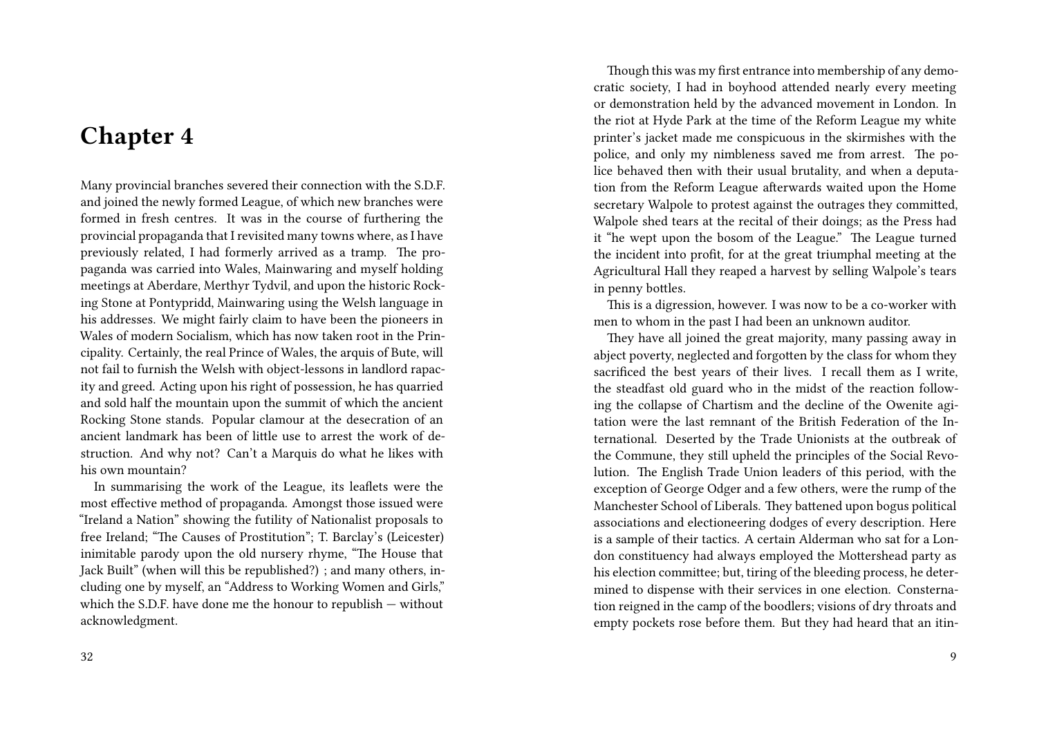# Chapter 4

Many provincial branches severed their connection with the S.D.F. and joined the newly formed League, of which new branches were formed in fresh centres. It was in the course of furthering the provincial propaganda that I revisited many towns where, as I have previously related, I had formerly arrived as a tramp. The propaganda was carried into Wales, Mainwaring and myself holding meetings at Aberdare, Merthyr Tydvil, and upon the historic Rocking Stone at Pontypridd, Mainwaring using the Welsh language in his addresses. We might fairly claim to have been the pioneers in Wales of modern Socialism, which has now taken root in the Principality. Certainly, the real Prince of Wales, the arquis of Bute, will not fail to furnish the Welsh with object-lessons in landlord rapacity and greed. Acting upon his right of possession, he has quarried and sold half the mountain upon the summit of which the ancient Rocking Stone stands. Popular clamour at the desecration of an ancient landmark has been of little use to arrest the work of destruction. And why not? Can't a Marquis do what he likes with his own mountain?

In summarising the work of the League, its leaflets were the most effective method of propaganda. Amongst those issued were "Ireland a Nation" showing the futility of Nationalist proposals to free Ireland; "The Causes of Prostitution"; T. Barclay's (Leicester) inimitable parody upon the old nursery rhyme, "The House that Jack Built" (when will this be republished?) ; and many others, including one by myself, an "Address to Working Women and Girls," which the S.D.F. have done me the honour to republish — without acknowledgment.

Though this was my first entrance into membership of any democratic society, I had in boyhood attended nearly every meeting or demonstration held by the advanced movement in London. In the riot at Hyde Park at the time of the Reform League my white printer's jacket made me conspicuous in the skirmishes with the police, and only my nimbleness saved me from arrest. The police behaved then with their usual brutality, and when a deputation from the Reform League afterwards waited upon the Home secretary Walpole to protest against the outrages they committed, Walpole shed tears at the recital of their doings; as the Press had it "he wept upon the bosom of the League." The League turned the incident into profit, for at the great triumphal meeting at the Agricultural Hall they reaped a harvest by selling Walpole's tears in penny bottles.

This is a digression, however. I was now to be a co-worker with men to whom in the past I had been an unknown auditor.

They have all joined the great majority, many passing away in abject poverty, neglected and forgotten by the class for whom they sacrificed the best years of their lives. I recall them as I write, the steadfast old guard who in the midst of the reaction following the collapse of Chartism and the decline of the Owenite agitation were the last remnant of the British Federation of the International. Deserted by the Trade Unionists at the outbreak of the Commune, they still upheld the principles of the Social Revolution. The English Trade Union leaders of this period, with the exception of George Odger and a few others, were the rump of the Manchester School of Liberals. They battened upon bogus political associations and electioneering dodges of every description. Here is a sample of their tactics. A certain Alderman who sat for a London constituency had always employed the Mottershead party as his election committee; but, tiring of the bleeding process, he determined to dispense with their services in one election. Consternation reigned in the camp of the boodlers; visions of dry throats and empty pockets rose before them. But they had heard that an itin-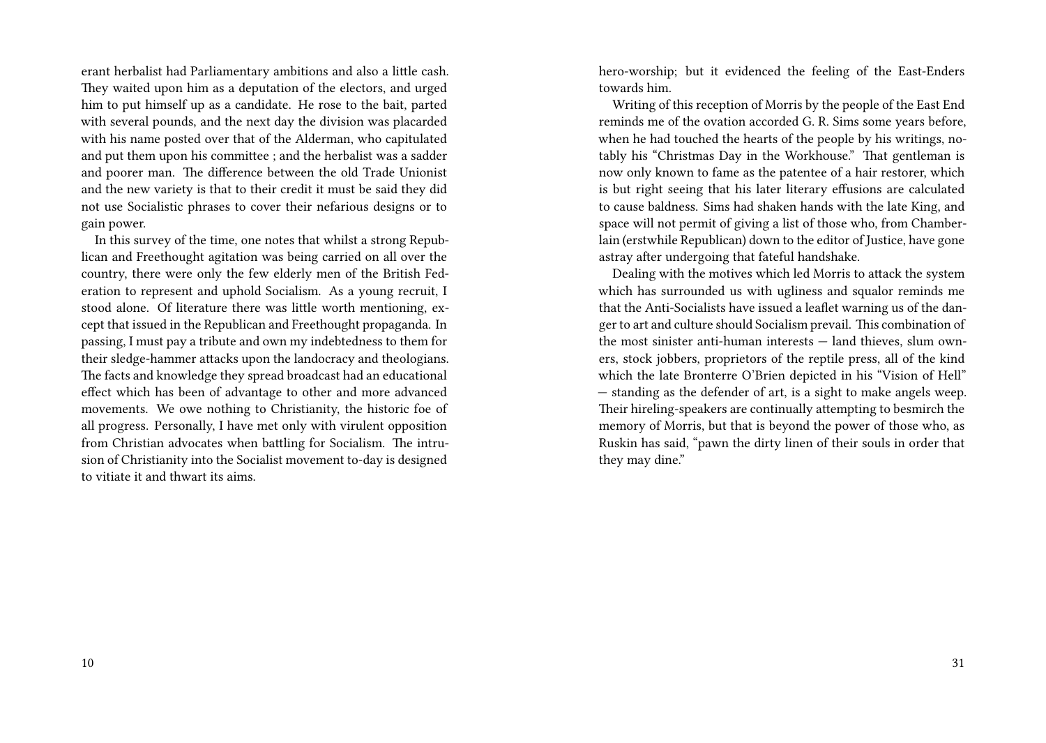erant herbalist had Parliamentary ambitions and also a little cash. They waited upon him as a deputation of the electors, and urged him to put himself up as a candidate. He rose to the bait, parted with several pounds, and the next day the division was placarded with his name posted over that of the Alderman, who capitulated and put them upon his committee ; and the herbalist was a sadder and poorer man. The difference between the old Trade Unionist and the new variety is that to their credit it must be said they did not use Socialistic phrases to cover their nefarious designs or to gain power.

In this survey of the time, one notes that whilst a strong Republican and Freethought agitation was being carried on all over the country, there were only the few elderly men of the British Federation to represent and uphold Socialism. As a young recruit, I stood alone. Of literature there was little worth mentioning, except that issued in the Republican and Freethought propaganda. In passing, I must pay a tribute and own my indebtedness to them for their sledge-hammer attacks upon the landocracy and theologians. The facts and knowledge they spread broadcast had an educational effect which has been of advantage to other and more advanced movements. We owe nothing to Christianity, the historic foe of all progress. Personally, I have met only with virulent opposition from Christian advocates when battling for Socialism. The intrusion of Christianity into the Socialist movement to-day is designed to vitiate it and thwart its aims.

hero-worship; but it evidenced the feeling of the East-Enders towards him.

Writing of this reception of Morris by the people of the East End reminds me of the ovation accorded G. R. Sims some years before, when he had touched the hearts of the people by his writings, notably his "Christmas Day in the Workhouse." That gentleman is now only known to fame as the patentee of a hair restorer, which is but right seeing that his later literary effusions are calculated to cause baldness. Sims had shaken hands with the late King, and space will not permit of giving a list of those who, from Chamberlain (erstwhile Republican) down to the editor of Justice, have gone astray after undergoing that fateful handshake.

Dealing with the motives which led Morris to attack the system which has surrounded us with ugliness and squalor reminds me that the Anti-Socialists have issued a leaflet warning us of the danger to art and culture should Socialism prevail. This combination of the most sinister anti-human interests — land thieves, slum owners, stock jobbers, proprietors of the reptile press, all of the kind which the late Bronterre O'Brien depicted in his "Vision of Hell" — standing as the defender of art, is a sight to make angels weep. Their hireling-speakers are continually attempting to besmirch the memory of Morris, but that is beyond the power of those who, as Ruskin has said, "pawn the dirty linen of their souls in order that they may dine."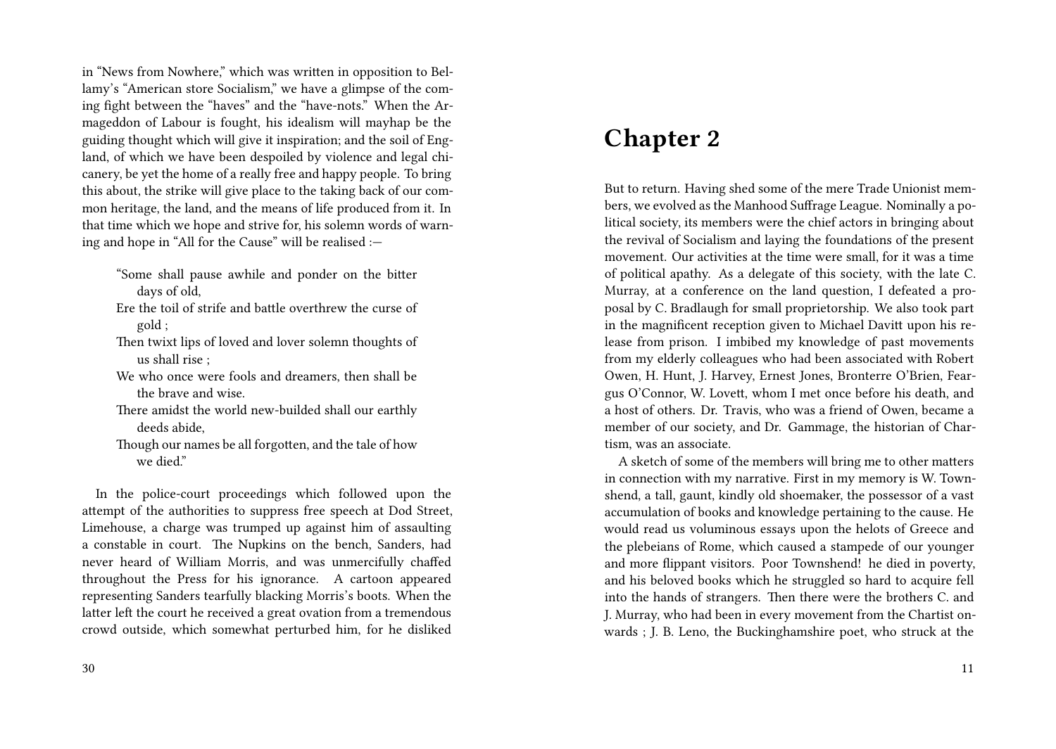in "News from Nowhere," which was written in opposition to Bellamy's "American store Socialism," we have a glimpse of the coming fight between the "haves" and the "have-nots." When the Armageddon of Labour is fought, his idealism will mayhap be the guiding thought which will give it inspiration; and the soil of England, of which we have been despoiled by violence and legal chicanery, be yet the home of a really free and happy people. To bring this about, the strike will give place to the taking back of our common heritage, the land, and the means of life produced from it. In that time which we hope and strive for, his solemn words of warning and hope in "All for the Cause" will be realised :—

> "Some shall pause awhile and ponder on the bitter days of old,
> Ere the toil of strife and battle overthrew the curse of gold ;
> Then twixt lips of loved and lover solemn thoughts of us shall rise ;
> We who once were fools and dreamers, then shall be the brave and wise.
> There amidst the world new-builded shall our earthly deeds abide,
> Though our names be all forgotten, and the tale of how we died."

In the police-court proceedings which followed upon the attempt of the authorities to suppress free speech at Dod Street, Limehouse, a charge was trumped up against him of assaulting a constable in court. The Nupkins on the bench, Sanders, had never heard of William Morris, and was unmercifully chaffed throughout the Press for his ignorance. A cartoon appeared representing Sanders tearfully blacking Morris's boots. When the latter left the court he received a great ovation from a tremendous crowd outside, which somewhat perturbed him, for he disliked

# Chapter 2

But to return. Having shed some of the mere Trade Unionist members, we evolved as the Manhood Suffrage League. Nominally a political society, its members were the chief actors in bringing about the revival of Socialism and laying the foundations of the present movement. Our activities at the time were small, for it was a time of political apathy. As a delegate of this society, with the late C. Murray, at a conference on the land question, I defeated a proposal by C. Bradlaugh for small proprietorship. We also took part in the magnificent reception given to Michael Davitt upon his release from prison. I imbibed my knowledge of past movements from my elderly colleagues who had been associated with Robert Owen, H. Hunt, J. Harvey, Ernest Jones, Bronterre O'Brien, Feargus O'Connor, W. Lovett, whom I met once before his death, and a host of others. Dr. Travis, who was a friend of Owen, became a member of our society, and Dr. Gammage, the historian of Chartism, was an associate.

A sketch of some of the members will bring me to other matters in connection with my narrative. First in my memory is W. Townshend, a tall, gaunt, kindly old shoemaker, the possessor of a vast accumulation of books and knowledge pertaining to the cause. He would read us voluminous essays upon the helots of Greece and the plebeians of Rome, which caused a stampede of our younger and more flippant visitors. Poor Townshend! he died in poverty, and his beloved books which he struggled so hard to acquire fell into the hands of strangers. Then there were the brothers C. and J. Murray, who had been in every movement from the Chartist onwards ; J. B. Leno, the Buckinghamshire poet, who struck at the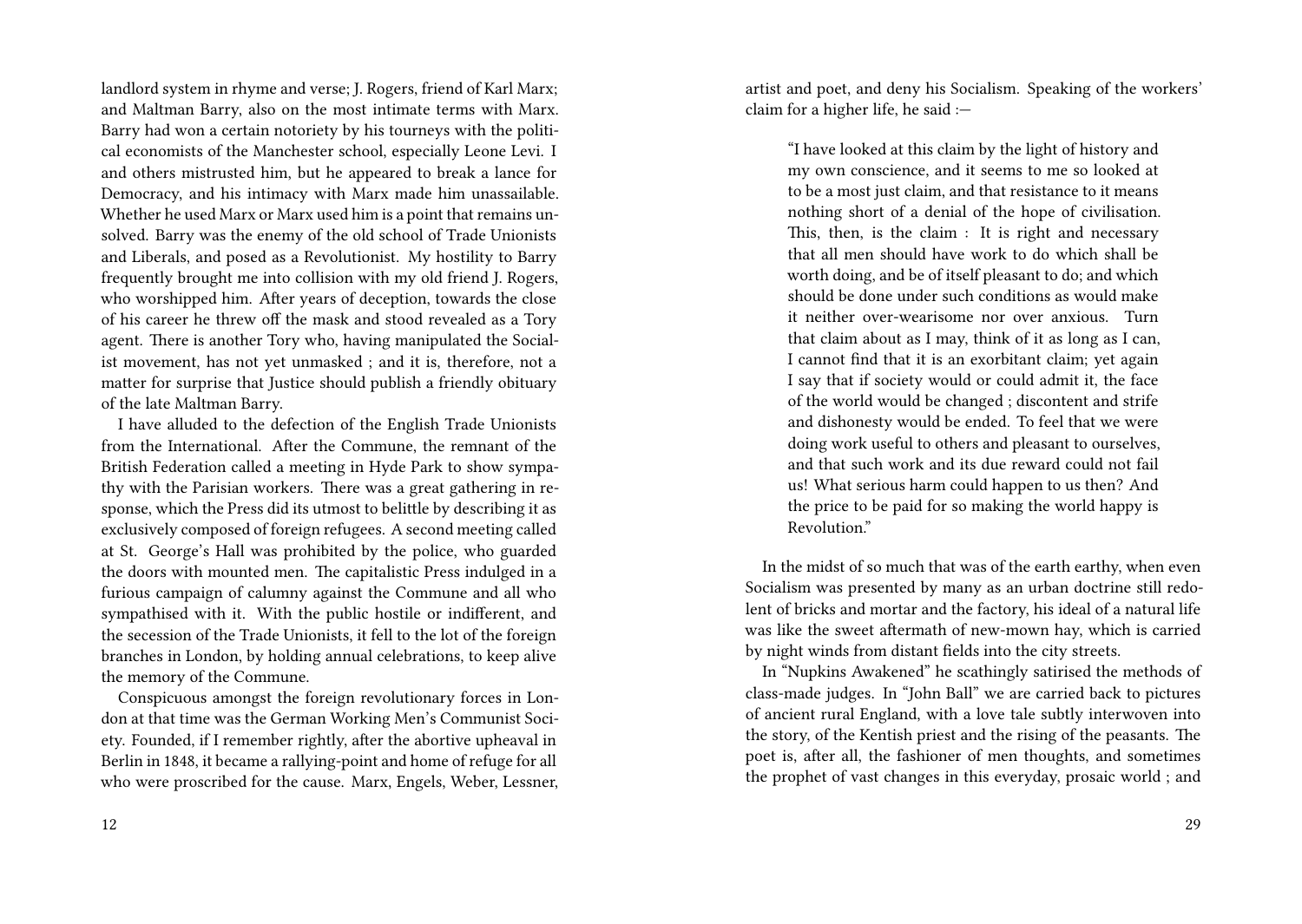landlord system in rhyme and verse; J. Rogers, friend of Karl Marx; and Maltman Barry, also on the most intimate terms with Marx. Barry had won a certain notoriety by his tourneys with the political economists of the Manchester school, especially Leone Levi. I and others mistrusted him, but he appeared to break a lance for Democracy, and his intimacy with Marx made him unassailable. Whether he used Marx or Marx used him is a point that remains unsolved. Barry was the enemy of the old school of Trade Unionists and Liberals, and posed as a Revolutionist. My hostility to Barry frequently brought me into collision with my old friend J. Rogers, who worshipped him. After years of deception, towards the close of his career he threw off the mask and stood revealed as a Tory agent. There is another Tory who, having manipulated the Socialist movement, has not yet unmasked ; and it is, therefore, not a matter for surprise that Justice should publish a friendly obituary of the late Maltman Barry.

I have alluded to the defection of the English Trade Unionists from the International. After the Commune, the remnant of the British Federation called a meeting in Hyde Park to show sympathy with the Parisian workers. There was a great gathering in response, which the Press did its utmost to belittle by describing it as exclusively composed of foreign refugees. A second meeting called at St. George's Hall was prohibited by the police, who guarded the doors with mounted men. The capitalistic Press indulged in a furious campaign of calumny against the Commune and all who sympathised with it. With the public hostile or indifferent, and the secession of the Trade Unionists, it fell to the lot of the foreign branches in London, by holding annual celebrations, to keep alive the memory of the Commune.

Conspicuous amongst the foreign revolutionary forces in London at that time was the German Working Men's Communist Society. Founded, if I remember rightly, after the abortive upheaval in Berlin in 1848, it became a rallying-point and home of refuge for all who were proscribed for the cause. Marx, Engels, Weber, Lessner,

artist and poet, and deny his Socialism. Speaking of the workers' claim for a higher life, he said :—

> "I have looked at this claim by the light of history and my own conscience, and it seems to me so looked at to be a most just claim, and that resistance to it means nothing short of a denial of the hope of civilisation. This, then, is the claim : It is right and necessary that all men should have work to do which shall be worth doing, and be of itself pleasant to do; and which should be done under such conditions as would make it neither over-wearisome nor over anxious. Turn that claim about as I may, think of it as long as I can, I cannot find that it is an exorbitant claim; yet again I say that if society would or could admit it, the face of the world would be changed ; discontent and strife and dishonesty would be ended. To feel that we were doing work useful to others and pleasant to ourselves, and that such work and its due reward could not fail us! What serious harm could happen to us then? And the price to be paid for so making the world happy is Revolution."

In the midst of so much that was of the earth earthy, when even Socialism was presented by many as an urban doctrine still redolent of bricks and mortar and the factory, his ideal of a natural life was like the sweet aftermath of new-mown hay, which is carried by night winds from distant fields into the city streets.

In "Nupkins Awakened" he scathingly satirised the methods of class-made judges. In "John Ball" we are carried back to pictures of ancient rural England, with a love tale subtly interwoven into the story, of the Kentish priest and the rising of the peasants. The poet is, after all, the fashioner of men thoughts, and sometimes the prophet of vast changes in this everyday, prosaic world ; and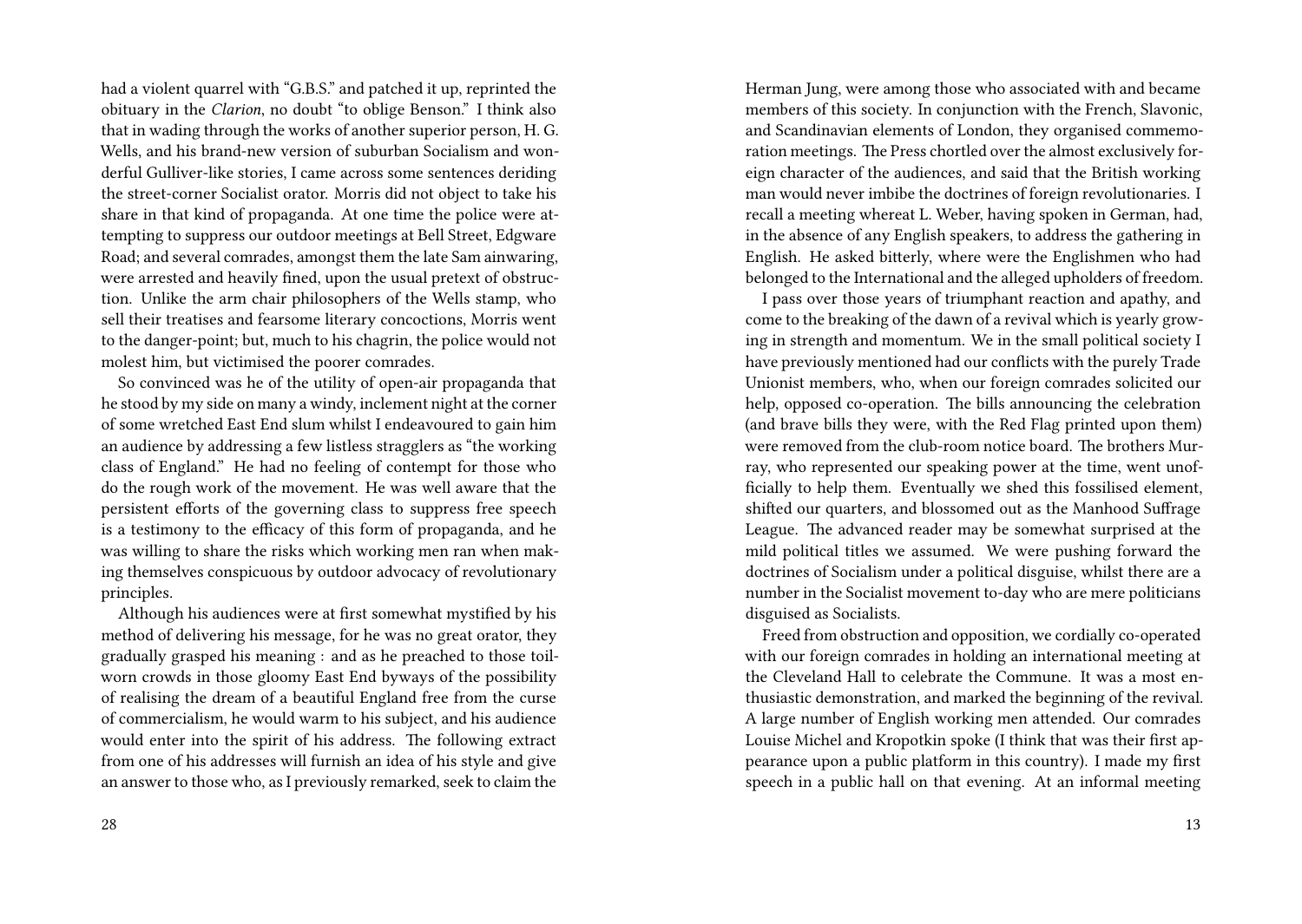had a violent quarrel with "G.B.S." and patched it up, reprinted the obituary in the *Clarion*, no doubt "to oblige Benson." I think also that in wading through the works of another superior person, H. G. Wells, and his brand-new version of suburban Socialism and wonderful Gulliver-like stories, I came across some sentences deriding the street-corner Socialist orator. Morris did not object to take his share in that kind of propaganda. At one time the police were attempting to suppress our outdoor meetings at Bell Street, Edgware Road; and several comrades, amongst them the late Sam ainwaring, were arrested and heavily fined, upon the usual pretext of obstruction. Unlike the arm chair philosophers of the Wells stamp, who sell their treatises and fearsome literary concoctions, Morris went to the danger-point; but, much to his chagrin, the police would not molest him, but victimised the poorer comrades.

So convinced was he of the utility of open-air propaganda that he stood by my side on many a windy, inclement night at the corner of some wretched East End slum whilst I endeavoured to gain him an audience by addressing a few listless stragglers as "the working class of England." He had no feeling of contempt for those who do the rough work of the movement. He was well aware that the persistent efforts of the governing class to suppress free speech is a testimony to the efficacy of this form of propaganda, and he was willing to share the risks which working men ran when making themselves conspicuous by outdoor advocacy of revolutionary principles.

Although his audiences were at first somewhat mystified by his method of delivering his message, for he was no great orator, they gradually grasped his meaning : and as he preached to those toil-worn crowds in those gloomy East End byways of the possibility of realising the dream of a beautiful England free from the curse of commercialism, he would warm to his subject, and his audience would enter into the spirit of his address. The following extract from one of his addresses will furnish an idea of his style and give an answer to those who, as I previously remarked, seek to claim the

Herman Jung, were among those who associated with and became members of this society. In conjunction with the French, Slavonic, and Scandinavian elements of London, they organised commemoration meetings. The Press chortled over the almost exclusively foreign character of the audiences, and said that the British working man would never imbibe the doctrines of foreign revolutionaries. I recall a meeting whereat L. Weber, having spoken in German, had, in the absence of any English speakers, to address the gathering in English. He asked bitterly, where were the Englishmen who had belonged to the International and the alleged upholders of freedom.

I pass over those years of triumphant reaction and apathy, and come to the breaking of the dawn of a revival which is yearly growing in strength and momentum. We in the small political society I have previously mentioned had our conflicts with the purely Trade Unionist members, who, when our foreign comrades solicited our help, opposed co-operation. The bills announcing the celebration (and brave bills they were, with the Red Flag printed upon them) were removed from the club-room notice board. The brothers Murray, who represented our speaking power at the time, went unofficially to help them. Eventually we shed this fossilised element, shifted our quarters, and blossomed out as the Manhood Suffrage League. The advanced reader may be somewhat surprised at the mild political titles we assumed. We were pushing forward the doctrines of Socialism under a political disguise, whilst there are a number in the Socialist movement to-day who are mere politicians disguised as Socialists.

Freed from obstruction and opposition, we cordially co-operated with our foreign comrades in holding an international meeting at the Cleveland Hall to celebrate the Commune. It was a most enthusiastic demonstration, and marked the beginning of the revival. A large number of English working men attended. Our comrades Louise Michel and Kropotkin spoke (I think that was their first appearance upon a public platform in this country). I made my first speech in a public hall on that evening. At an informal meeting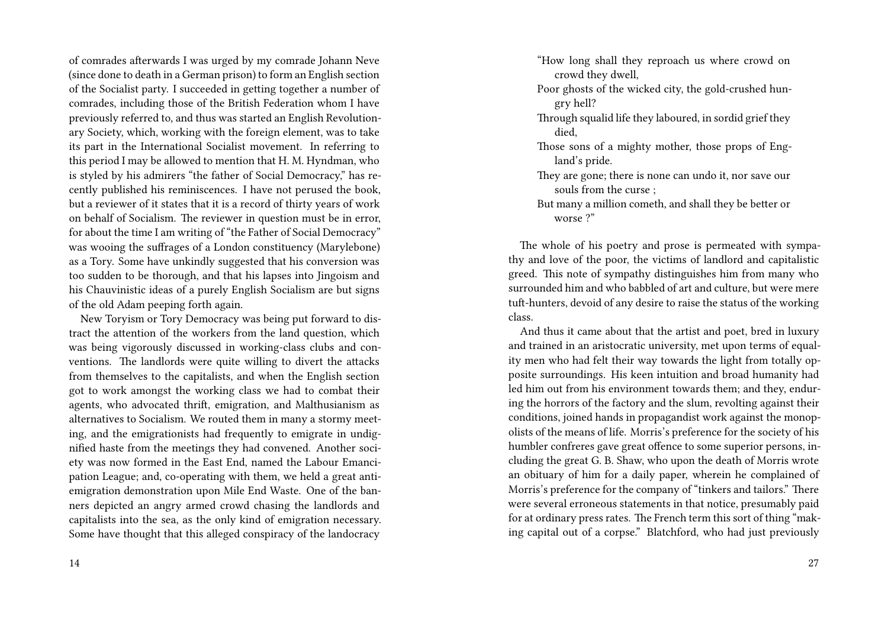of comrades afterwards I was urged by my comrade Johann Neve (since done to death in a German prison) to form an English section of the Socialist party. I succeeded in getting together a number of comrades, including those of the British Federation whom I have previously referred to, and thus was started an English Revolutionary Society, which, working with the foreign element, was to take its part in the International Socialist movement. In referring to this period I may be allowed to mention that H. M. Hyndman, who is styled by his admirers "the father of Social Democracy," has recently published his reminiscences. I have not perused the book, but a reviewer of it states that it is a record of thirty years of work on behalf of Socialism. The reviewer in question must be in error, for about the time I am writing of "the Father of Social Democracy" was wooing the suffrages of a London constituency (Marylebone) as a Tory. Some have unkindly suggested that his conversion was too sudden to be thorough, and that his lapses into Jingoism and his Chauvinistic ideas of a purely English Socialism are but signs of the old Adam peeping forth again.

New Toryism or Tory Democracy was being put forward to distract the attention of the workers from the land question, which was being vigorously discussed in working-class clubs and conventions. The landlords were quite willing to divert the attacks from themselves to the capitalists, and when the English section got to work amongst the working class we had to combat their agents, who advocated thrift, emigration, and Malthusianism as alternatives to Socialism. We routed them in many a stormy meeting, and the emigrationists had frequently to emigrate in undignified haste from the meetings they had convened. Another society was now formed in the East End, named the Labour Emancipation League; and, co-operating with them, we held a great anti-emigration demonstration upon Mile End Waste. One of the banners depicted an angry armed crowd chasing the landlords and capitalists into the sea, as the only kind of emigration necessary. Some have thought that this alleged conspiracy of the landocracy

"How long shall they reproach us where crowd on crowd they dwell,
Poor ghosts of the wicked city, the gold-crushed hungry hell?
Through squalid life they laboured, in sordid grief they died,
Those sons of a mighty mother, those props of England's pride.
They are gone; there is none can undo it, nor save our souls from the curse ;
But many a million cometh, and shall they be better or worse ?"

The whole of his poetry and prose is permeated with sympathy and love of the poor, the victims of landlord and capitalistic greed. This note of sympathy distinguishes him from many who surrounded him and who babbled of art and culture, but were mere tuft-hunters, devoid of any desire to raise the status of the working class.

And thus it came about that the artist and poet, bred in luxury and trained in an aristocratic university, met upon terms of equality men who had felt their way towards the light from totally opposite surroundings. His keen intuition and broad humanity had led him out from his environment towards them; and they, enduring the horrors of the factory and the slum, revolting against their conditions, joined hands in propagandist work against the monopolists of the means of life. Morris's preference for the society of his humbler confreres gave great offence to some superior persons, including the great G. B. Shaw, who upon the death of Morris wrote an obituary of him for a daily paper, wherein he complained of Morris's preference for the company of "tinkers and tailors." There were several erroneous statements in that notice, presumably paid for at ordinary press rates. The French term this sort of thing "making capital out of a corpse." Blatchford, who had just previously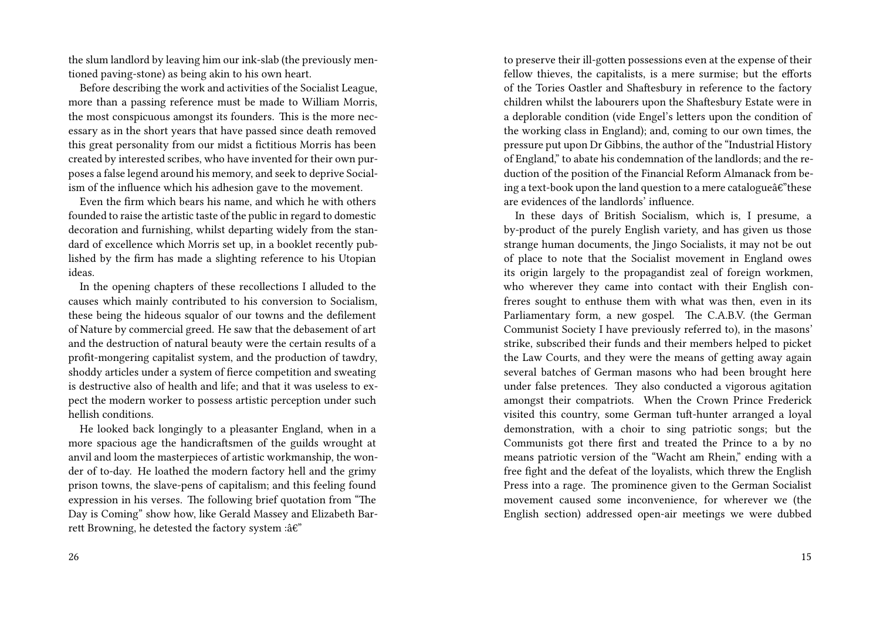the slum landlord by leaving him our ink-slab (the previously mentioned paving-stone) as being akin to his own heart.

Before describing the work and activities of the Socialist League, more than a passing reference must be made to William Morris, the most conspicuous amongst its founders. This is the more necessary as in the short years that have passed since death removed this great personality from our midst a fictitious Morris has been created by interested scribes, who have invented for their own purposes a false legend around his memory, and seek to deprive Socialism of the influence which his adhesion gave to the movement.

Even the firm which bears his name, and which he with others founded to raise the artistic taste of the public in regard to domestic decoration and furnishing, whilst departing widely from the standard of excellence which Morris set up, in a booklet recently published by the firm has made a slighting reference to his Utopian ideas.

In the opening chapters of these recollections I alluded to the causes which mainly contributed to his conversion to Socialism, these being the hideous squalor of our towns and the defilement of Nature by commercial greed. He saw that the debasement of art and the destruction of natural beauty were the certain results of a profit-mongering capitalist system, and the production of tawdry, shoddy articles under a system of fierce competition and sweating is destructive also of health and life; and that it was useless to expect the modern worker to possess artistic perception under such hellish conditions.

He looked back longingly to a pleasanter England, when in a more spacious age the handicraftsmen of the guilds wrought at anvil and loom the masterpieces of artistic workmanship, the wonder of to-day. He loathed the modern factory hell and the grimy prison towns, the slave-pens of capitalism; and this feeling found expression in his verses. The following brief quotation from "The Day is Coming" show how, like Gerald Massey and Elizabeth Barrett Browning, he detested the factory system :â€"

to preserve their ill-gotten possessions even at the expense of their fellow thieves, the capitalists, is a mere surmise; but the efforts of the Tories Oastler and Shaftesbury in reference to the factory children whilst the labourers upon the Shaftesbury Estate were in a deplorable condition (vide Engel's letters upon the condition of the working class in England); and, coming to our own times, the pressure put upon Dr Gibbins, the author of the "Industrial History of England," to abate his condemnation of the landlords; and the reduction of the position of the Financial Reform Almanack from being a text-book upon the land question to a mere catalogueâ€"these are evidences of the landlords' influence.

In these days of British Socialism, which is, I presume, a by-product of the purely English variety, and has given us those strange human documents, the Jingo Socialists, it may not be out of place to note that the Socialist movement in England owes its origin largely to the propagandist zeal of foreign workmen, who wherever they came into contact with their English confreres sought to enthuse them with what was then, even in its Parliamentary form, a new gospel. The C.A.B.V. (the German Communist Society I have previously referred to), in the masons' strike, subscribed their funds and their members helped to picket the Law Courts, and they were the means of getting away again several batches of German masons who had been brought here under false pretences. They also conducted a vigorous agitation amongst their compatriots. When the Crown Prince Frederick visited this country, some German tuft-hunter arranged a loyal demonstration, with a choir to sing patriotic songs; but the Communists got there first and treated the Prince to a by no means patriotic version of the "Wacht am Rhein," ending with a free fight and the defeat of the loyalists, which threw the English Press into a rage. The prominence given to the German Socialist movement caused some inconvenience, for wherever we (the English section) addressed open-air meetings we were dubbed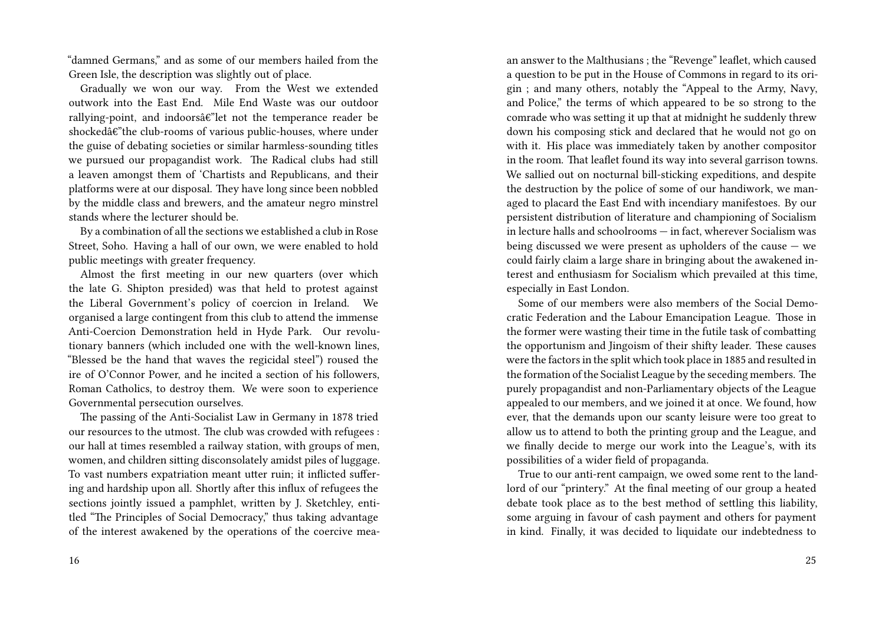"damned Germans," and as some of our members hailed from the Green Isle, the description was slightly out of place.

Gradually we won our way. From the West we extended outwork into the East End. Mile End Waste was our outdoor rallying-point, and indoorsâ€"let not the temperance reader be shockedâ€"the club-rooms of various public-houses, where under the guise of debating societies or similar harmless-sounding titles we pursued our propagandist work. The Radical clubs had still a leaven amongst them of 'Chartists and Republicans, and their platforms were at our disposal. They have long since been nobbled by the middle class and brewers, and the amateur negro minstrel stands where the lecturer should be.

By a combination of all the sections we established a club in Rose Street, Soho. Having a hall of our own, we were enabled to hold public meetings with greater frequency.

Almost the first meeting in our new quarters (over which the late G. Shipton presided) was that held to protest against the Liberal Government's policy of coercion in Ireland. We organised a large contingent from this club to attend the immense Anti-Coercion Demonstration held in Hyde Park. Our revolutionary banners (which included one with the well-known lines, "Blessed be the hand that waves the regicidal steel") roused the ire of O'Connor Power, and he incited a section of his followers, Roman Catholics, to destroy them. We were soon to experience Governmental persecution ourselves.

The passing of the Anti-Socialist Law in Germany in 1878 tried our resources to the utmost. The club was crowded with refugees : our hall at times resembled a railway station, with groups of men, women, and children sitting disconsolately amidst piles of luggage. To vast numbers expatriation meant utter ruin; it inflicted suffering and hardship upon all. Shortly after this influx of refugees the sections jointly issued a pamphlet, written by J. Sketchley, entitled "The Principles of Social Democracy," thus taking advantage of the interest awakened by the operations of the coercive mea-

an answer to the Malthusians ; the "Revenge" leaflet, which caused a question to be put in the House of Commons in regard to its origin ; and many others, notably the "Appeal to the Army, Navy, and Police," the terms of which appeared to be so strong to the comrade who was setting it up that at midnight he suddenly threw down his composing stick and declared that he would not go on with it. His place was immediately taken by another compositor in the room. That leaflet found its way into several garrison towns. We sallied out on nocturnal bill-sticking expeditions, and despite the destruction by the police of some of our handiwork, we managed to placard the East End with incendiary manifestoes. By our persistent distribution of literature and championing of Socialism in lecture halls and schoolrooms — in fact, wherever Socialism was being discussed we were present as upholders of the cause — we could fairly claim a large share in bringing about the awakened interest and enthusiasm for Socialism which prevailed at this time, especially in East London.

Some of our members were also members of the Social Democratic Federation and the Labour Emancipation League. Those in the former were wasting their time in the futile task of combatting the opportunism and Jingoism of their shifty leader. These causes were the factors in the split which took place in 1885 and resulted in the formation of the Socialist League by the seceding members. The purely propagandist and non-Parliamentary objects of the League appealed to our members, and we joined it at once. We found, however, that the demands upon our scanty leisure were too great to allow us to attend to both the printing group and the League, and we finally decide to merge our work into the League's, with its possibilities of a wider field of propaganda.

True to our anti-rent campaign, we owed some rent to the landlord of our "printery." At the final meeting of our group a heated debate took place as to the best method of settling this liability, some arguing in favour of cash payment and others for payment in kind. Finally, it was decided to liquidate our indebtedness to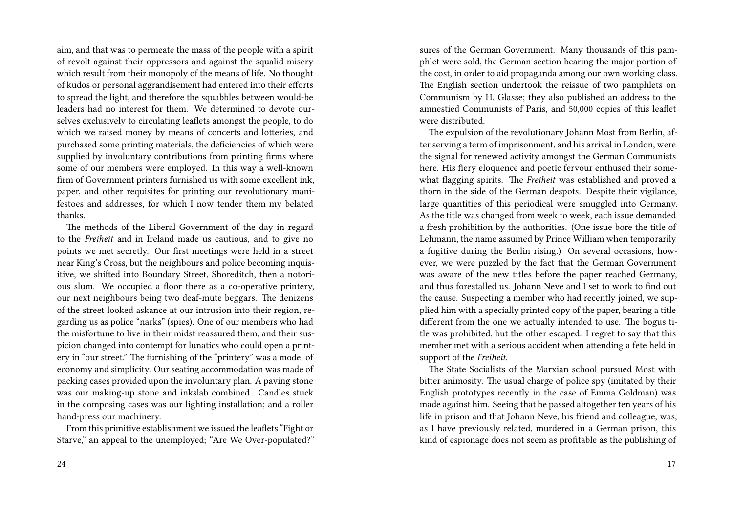aim, and that was to permeate the mass of the people with a spirit of revolt against their oppressors and against the squalid misery which result from their monopoly of the means of life. No thought of kudos or personal aggrandisement had entered into their efforts to spread the light, and therefore the squabbles between would-be leaders had no interest for them. We determined to devote ourselves exclusively to circulating leaflets amongst the people, to do which we raised money by means of concerts and lotteries, and purchased some printing materials, the deficiencies of which were supplied by involuntary contributions from printing firms where some of our members were employed. In this way a well-known firm of Government printers furnished us with some excellent ink, paper, and other requisites for printing our revolutionary manifestoes and addresses, for which I now tender them my belated thanks.

The methods of the Liberal Government of the day in regard to the *Freiheit* and in Ireland made us cautious, and to give no points we met secretly. Our first meetings were held in a street near King's Cross, but the neighbours and police becoming inquisitive, we shifted into Boundary Street, Shoreditch, then a notorious slum. We occupied a floor there as a co-operative printery, our next neighbours being two deaf-mute beggars. The denizens of the street looked askance at our intrusion into their region, regarding us as police "narks" (spies). One of our members who had the misfortune to live in their midst reassured them, and their suspicion changed into contempt for lunatics who could open a printery in "our street." The furnishing of the "printery" was a model of economy and simplicity. Our seating accommodation was made of packing cases provided upon the involuntary plan. A paving stone was our making-up stone and inkslab combined. Candles stuck in the composing cases was our lighting installation; and a roller hand-press our machinery.

From this primitive establishment we issued the leaflets "Fight or Starve," an appeal to the unemployed; "Are We Over-populated?"

sures of the German Government. Many thousands of this pamphlet were sold, the German section bearing the major portion of the cost, in order to aid propaganda among our own working class. The English section undertook the reissue of two pamphlets on Communism by H. Glasse; they also published an address to the amnestied Communists of Paris, and 50,000 copies of this leaflet were distributed.

The expulsion of the revolutionary Johann Most from Berlin, after serving a term of imprisonment, and his arrival in London, were the signal for renewed activity amongst the German Communists here. His fiery eloquence and poetic fervour enthused their somewhat flagging spirits. The *Freiheit* was established and proved a thorn in the side of the German despots. Despite their vigilance, large quantities of this periodical were smuggled into Germany. As the title was changed from week to week, each issue demanded a fresh prohibition by the authorities. (One issue bore the title of Lehmann, the name assumed by Prince William when temporarily a fugitive during the Berlin rising.) On several occasions, however, we were puzzled by the fact that the German Government was aware of the new titles before the paper reached Germany, and thus forestalled us. Johann Neve and I set to work to find out the cause. Suspecting a member who had recently joined, we supplied him with a specially printed copy of the paper, bearing a title different from the one we actually intended to use. The bogus title was prohibited, but the other escaped. I regret to say that this member met with a serious accident when attending a fete held in support of the *Freiheit*.

The State Socialists of the Marxian school pursued Most with bitter animosity. The usual charge of police spy (imitated by their English prototypes recently in the case of Emma Goldman) was made against him. Seeing that he passed altogether ten years of his life in prison and that Johann Neve, his friend and colleague, was, as I have previously related, murdered in a German prison, this kind of espionage does not seem as profitable as the publishing of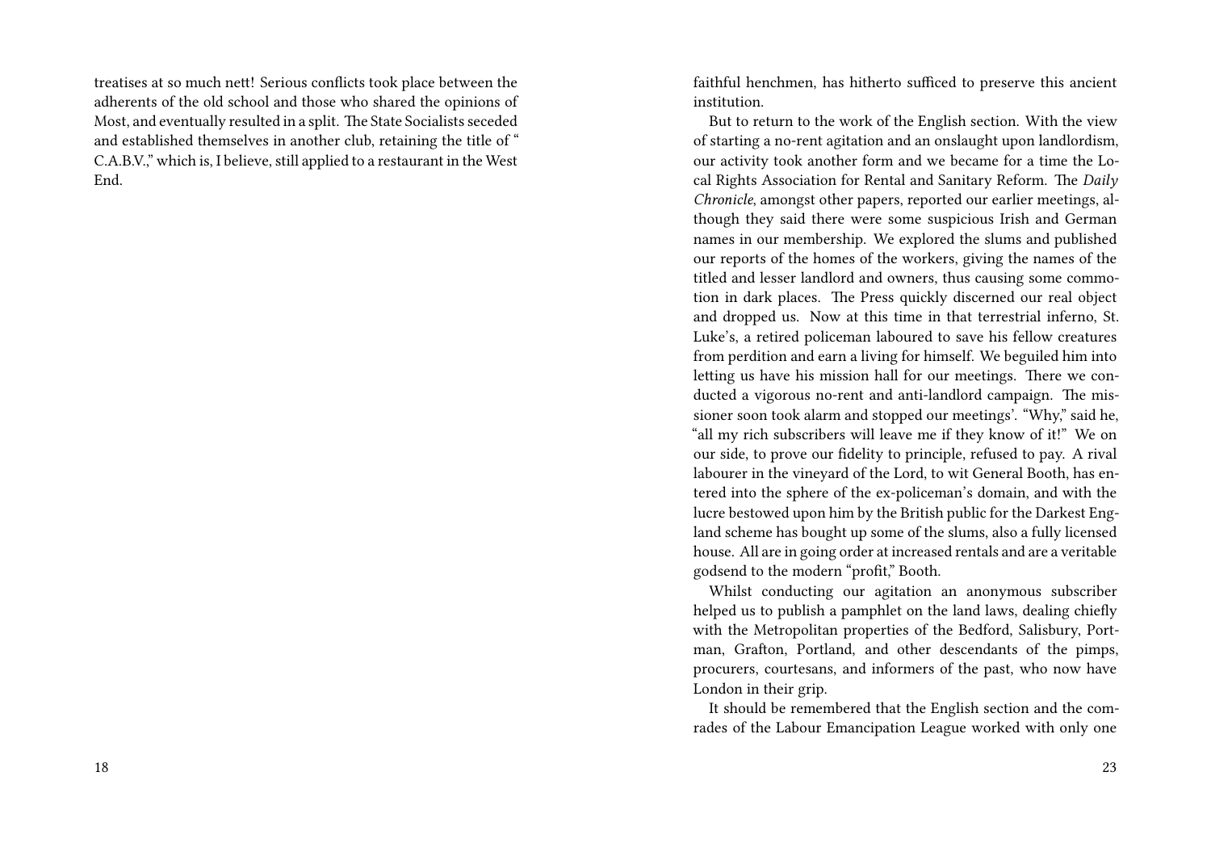treatises at so much nett! Serious conflicts took place between the adherents of the old school and those who shared the opinions of Most, and eventually resulted in a split. The State Socialists seceded and established themselves in another club, retaining the title of "C.A.B.V.," which is, I believe, still applied to a restaurant in the West End.

faithful henchmen, has hitherto sufficed to preserve this ancient institution.

But to return to the work of the English section. With the view of starting a no-rent agitation and an onslaught upon landlordism, our activity took another form and we became for a time the Local Rights Association for Rental and Sanitary Reform. The *Daily Chronicle*, amongst other papers, reported our earlier meetings, although they said there were some suspicious Irish and German names in our membership. We explored the slums and published our reports of the homes of the workers, giving the names of the titled and lesser landlord and owners, thus causing some commotion in dark places. The Press quickly discerned our real object and dropped us. Now at this time in that terrestrial inferno, St. Luke's, a retired policeman laboured to save his fellow creatures from perdition and earn a living for himself. We beguiled him into letting us have his mission hall for our meetings. There we conducted a vigorous no-rent and anti-landlord campaign. The missioner soon took alarm and stopped our meetings'. "Why," said he, "all my rich subscribers will leave me if they know of it!" We on our side, to prove our fidelity to principle, refused to pay. A rival labourer in the vineyard of the Lord, to wit General Booth, has entered into the sphere of the ex-policeman's domain, and with the lucre bestowed upon him by the British public for the Darkest England scheme has bought up some of the slums, also a fully licensed house. All are in going order at increased rentals and are a veritable godsend to the modern "profit," Booth.

Whilst conducting our agitation an anonymous subscriber helped us to publish a pamphlet on the land laws, dealing chiefly with the Metropolitan properties of the Bedford, Salisbury, Portman, Grafton, Portland, and other descendants of the pimps, procurers, courtesans, and informers of the past, who now have London in their grip.

It should be remembered that the English section and the comrades of the Labour Emancipation League worked with only one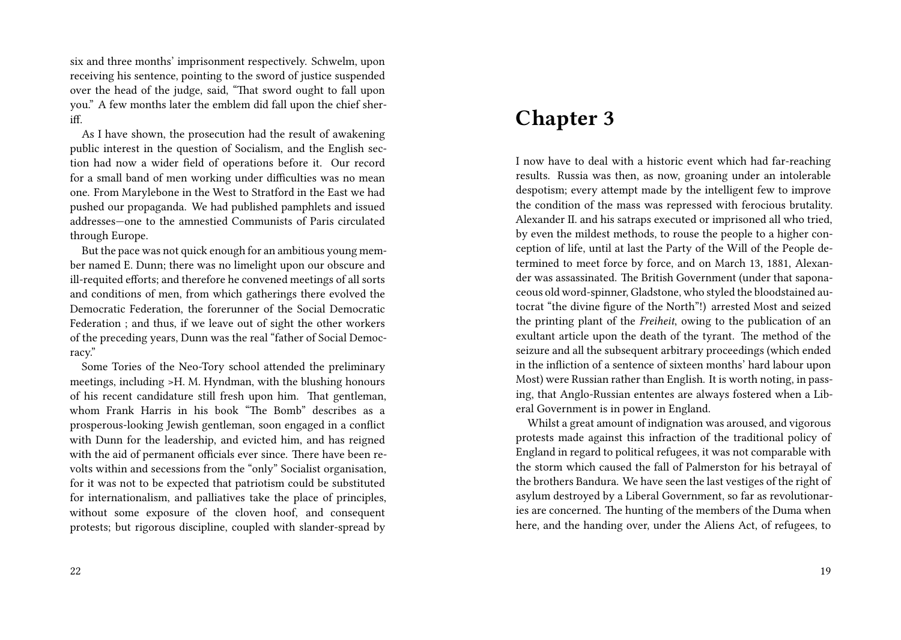six and three months' imprisonment respectively. Schwelm, upon receiving his sentence, pointing to the sword of justice suspended over the head of the judge, said, "That sword ought to fall upon you." A few months later the emblem did fall upon the chief sheriff.

As I have shown, the prosecution had the result of awakening public interest in the question of Socialism, and the English section had now a wider field of operations before it. Our record for a small band of men working under difficulties was no mean one. From Marylebone in the West to Stratford in the East we had pushed our propaganda. We had published pamphlets and issued addresses—one to the amnestied Communists of Paris circulated through Europe.

But the pace was not quick enough for an ambitious young member named E. Dunn; there was no limelight upon our obscure and ill-requited efforts; and therefore he convened meetings of all sorts and conditions of men, from which gatherings there evolved the Democratic Federation, the forerunner of the Social Democratic Federation ; and thus, if we leave out of sight the other workers of the preceding years, Dunn was the real "father of Social Democracy."

Some Tories of the Neo-Tory school attended the preliminary meetings, including >H. M. Hyndman, with the blushing honours of his recent candidature still fresh upon him. That gentleman, whom Frank Harris in his book "The Bomb" describes as a prosperous-looking Jewish gentleman, soon engaged in a conflict with Dunn for the leadership, and evicted him, and has reigned with the aid of permanent officials ever since. There have been revolts within and secessions from the "only" Socialist organisation, for it was not to be expected that patriotism could be substituted for internationalism, and palliatives take the place of principles, without some exposure of the cloven hoof, and consequent protests; but rigorous discipline, coupled with slander-spread by

# Chapter 3

I now have to deal with a historic event which had far-reaching results. Russia was then, as now, groaning under an intolerable despotism; every attempt made by the intelligent few to improve the condition of the mass was repressed with ferocious brutality. Alexander II. and his satraps executed or imprisoned all who tried, by even the mildest methods, to rouse the people to a higher conception of life, until at last the Party of the Will of the People determined to meet force by force, and on March 13, 1881, Alexander was assassinated. The British Government (under that saponaceous old word-spinner, Gladstone, who styled the bloodstained autocrat "the divine figure of the North"!) arrested Most and seized the printing plant of the *Freiheit*, owing to the publication of an exultant article upon the death of the tyrant. The method of the seizure and all the subsequent arbitrary proceedings (which ended in the infliction of a sentence of sixteen months' hard labour upon Most) were Russian rather than English. It is worth noting, in passing, that Anglo-Russian ententes are always fostered when a Liberal Government is in power in England.

Whilst a great amount of indignation was aroused, and vigorous protests made against this infraction of the traditional policy of England in regard to political refugees, it was not comparable with the storm which caused the fall of Palmerston for his betrayal of the brothers Bandura. We have seen the last vestiges of the right of asylum destroyed by a Liberal Government, so far as revolutionaries are concerned. The hunting of the members of the Duma when here, and the handing over, under the Aliens Act, of refugees, to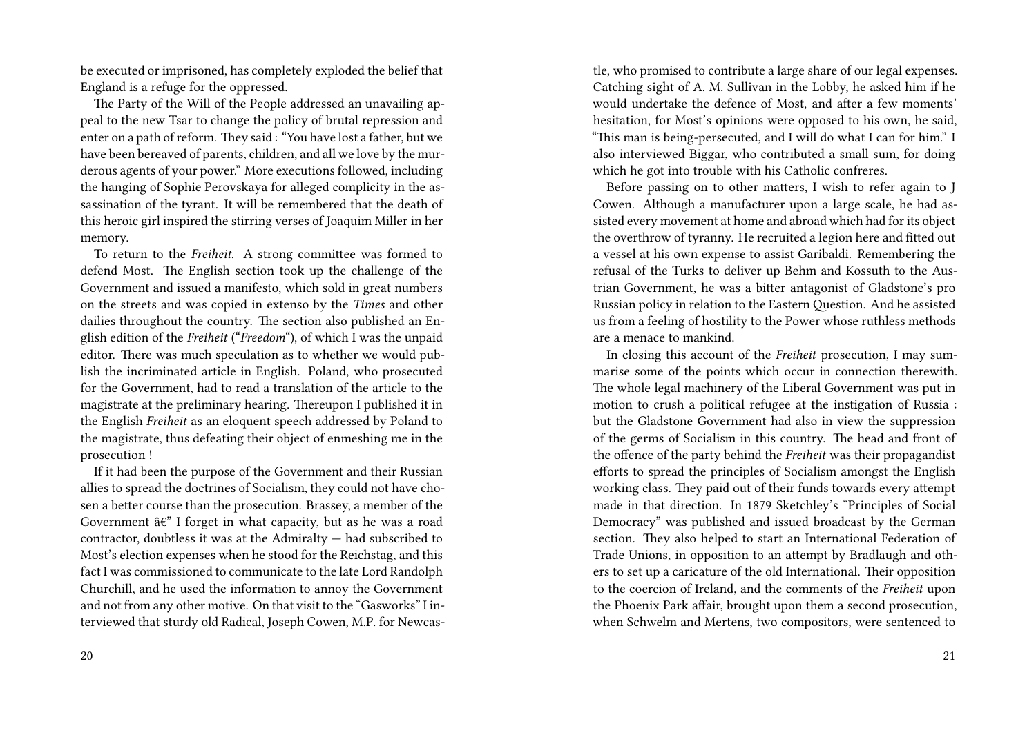be executed or imprisoned, has completely exploded the belief that England is a refuge for the oppressed.

The Party of the Will of the People addressed an unavailing appeal to the new Tsar to change the policy of brutal repression and enter on a path of reform. They said : "You have lost a father, but we have been bereaved of parents, children, and all we love by the murderous agents of your power." More executions followed, including the hanging of Sophie Perovskaya for alleged complicity in the assassination of the tyrant. It will be remembered that the death of this heroic girl inspired the stirring verses of Joaquim Miller in her memory.

To return to the *Freiheit.* A strong committee was formed to defend Most. The English section took up the challenge of the Government and issued a manifesto, which sold in great numbers on the streets and was copied in extenso by the *Times* and other dailies throughout the country. The section also published an English edition of the *Freiheit* ("*Freedom*"), of which I was the unpaid editor. There was much speculation as to whether we would publish the incriminated article in English. Poland, who prosecuted for the Government, had to read a translation of the article to the magistrate at the preliminary hearing. Thereupon I published it in the English *Freiheit* as an eloquent speech addressed by Poland to the magistrate, thus defeating their object of enmeshing me in the prosecution !

If it had been the purpose of the Government and their Russian allies to spread the doctrines of Socialism, they could not have chosen a better course than the prosecution. Brassey, a member of the Government â€" I forget in what capacity, but as he was a road contractor, doubtless it was at the Admiralty — had subscribed to Most's election expenses when he stood for the Reichstag, and this fact I was commissioned to communicate to the late Lord Randolph Churchill, and he used the information to annoy the Government and not from any other motive. On that visit to the "Gasworks" I interviewed that sturdy old Radical, Joseph Cowen, M.P. for Newcastle, who promised to contribute a large share of our legal expenses. Catching sight of A. M. Sullivan in the Lobby, he asked him if he would undertake the defence of Most, and after a few moments' hesitation, for Most's opinions were opposed to his own, he said, "This man is being-persecuted, and I will do what I can for him." I also interviewed Biggar, who contributed a small sum, for doing which he got into trouble with his Catholic confreres.

Before passing on to other matters, I wish to refer again to J Cowen. Although a manufacturer upon a large scale, he had assisted every movement at home and abroad which had for its object the overthrow of tyranny. He recruited a legion here and fitted out a vessel at his own expense to assist Garibaldi. Remembering the refusal of the Turks to deliver up Behm and Kossuth to the Austrian Government, he was a bitter antagonist of Gladstone's pro Russian policy in relation to the Eastern Question. And he assisted us from a feeling of hostility to the Power whose ruthless methods are a menace to mankind.

In closing this account of the *Freiheit* prosecution, I may summarise some of the points which occur in connection therewith. The whole legal machinery of the Liberal Government was put in motion to crush a political refugee at the instigation of Russia : but the Gladstone Government had also in view the suppression of the germs of Socialism in this country. The head and front of the offence of the party behind the *Freiheit* was their propagandist efforts to spread the principles of Socialism amongst the English working class. They paid out of their funds towards every attempt made in that direction. In 1879 Sketchley's "Principles of Social Democracy" was published and issued broadcast by the German section. They also helped to start an International Federation of Trade Unions, in opposition to an attempt by Bradlaugh and others to set up a caricature of the old International. Their opposition to the coercion of Ireland, and the comments of the *Freiheit* upon the Phoenix Park affair, brought upon them a second prosecution, when Schwelm and Mertens, two compositors, were sentenced to